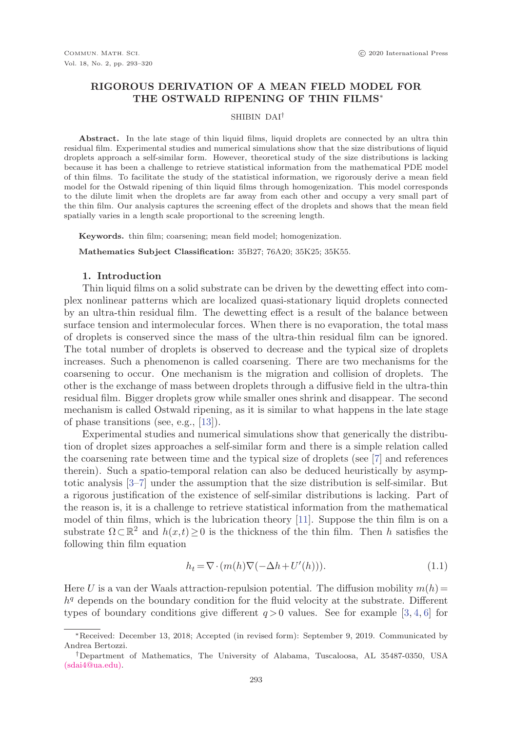# RIGOROUS DERIVATION OF A MEAN FIELD MODEL FOR THE OSTWALD RIPENING OF THIN FILMS*

SHIBIN DAI†

**Abstract.** In the late stage of thin liquid films, liquid droplets are connected by an ultra thin residual film. Experimental studies and numerical simulations show that the size distributions of liquid droplets approach a self-similar form. However, theoretical study of the size distributions is lacking because it has been a challenge to retrieve statistical information from the mathematical PDE model of thin films. To facilitate the study of the statistical information, we rigorously derive a mean field model for the Ostwald ripening of thin liquid films through homogenization. This model corresponds to the dilute limit when the droplets are far away from each other and occupy a very small part of the thin film. Our analysis captures the screening effect of the droplets and shows that the mean field spatially varies in a length scale proportional to the screening length.

**Keywords.** thin film; coarsening; mean field model; homogenization.

**Mathematics Subject Classification:** 35B27; 76A20; 35K25; 35K55.

## 1. Introduction

Thin liquid films on a solid substrate can be driven by the dewetting effect into complex nonlinear patterns which are localized quasi-stationary liquid droplets connected by an ultra-thin residual film. The dewetting effect is a result of the balance between surface tension and intermolecular forces. When there is no evaporation, the total mass of droplets is conserved since the mass of the ultra-thin residual film can be ignored. The total number of droplets is observed to decrease and the typical size of droplets increases. Such a phenomenon is called coarsening. There are two mechanisms for the coarsening to occur. One mechanism is the migration and collision of droplets. The other is the exchange of mass between droplets through a diffusive field in the ultra-thin residual film. Bigger droplets grow while smaller ones shrink and disappear. The second mechanism is called Ostwald ripening, as it is similar to what happens in the late stage of phase transitions (see, e.g., [13]).

Experimental studies and numerical simulations show that generically the distribution of droplet sizes approaches a self-similar form and there is a simple relation called the coarsening rate between time and the typical size of droplets (see [7] and references therein). Such a spatio-temporal relation can also be deduced heuristically by asymptotic analysis [3–7] under the assumption that the size distribution is self-similar. But a rigorous justification of the existence of self-similar distributions is lacking. Part of the reason is, it is a challenge to retrieve statistical information from the mathematical model of thin films, which is the lubrication theory [11]. Suppose the thin film is on a substrate $\Omega \subset \mathbb{R}^2$ and $h(x,t) \geq 0$ is the thickness of the thin film. Then $h$ satisfies the following thin film equation

$$h_t = \nabla \cdot (m(h) \nabla(-\Delta h + U'(h))). \tag{1.1}$$

Here $U$ is a van der Waals attraction-repulsion potential. The diffusion mobility $m(h) = h^q$ depends on the boundary condition for the fluid velocity at the substrate. Different types of boundary conditions give different $q > 0$ values. See for example [3, 4, 6] for

---

*Received: December 13, 2018; Accepted (in revised form): September 9, 2019. Communicated by Andrea Bertozzi.

†Department of Mathematics, The University of Alabama, Tuscaloosa, AL 35487-0350, USA (sdai4@ua.edu).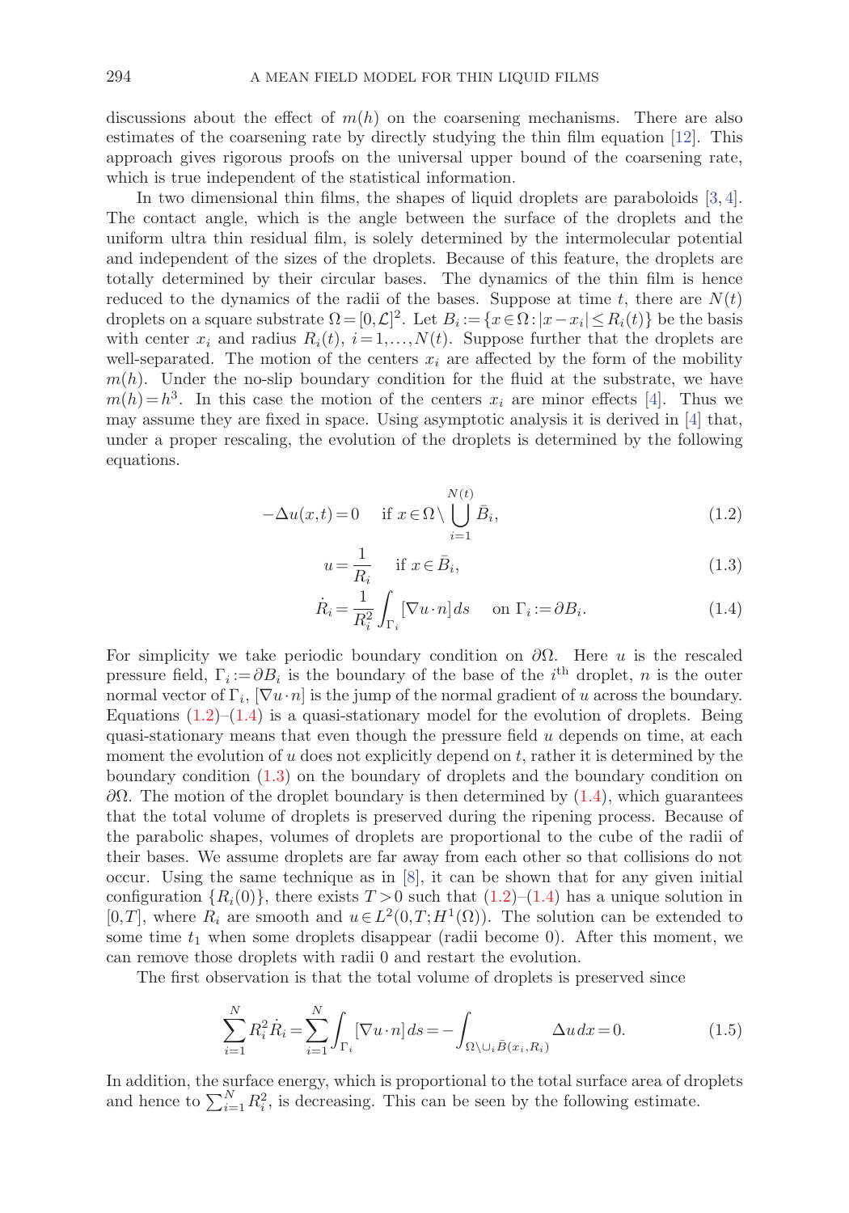discussions about the effect of $m(h)$ on the coarsening mechanisms. There are also estimates of the coarsening rate by directly studying the thin film equation [12]. This approach gives rigorous proofs on the universal upper bound of the coarsening rate, which is true independent of the statistical information.

In two dimensional thin films, the shapes of liquid droplets are paraboloids [3, 4]. The contact angle, which is the angle between the surface of the droplets and the uniform ultra thin residual film, is solely determined by the intermolecular potential and independent of the sizes of the droplets. Because of this feature, the droplets are totally determined by their circular bases. The dynamics of the thin film is hence reduced to the dynamics of the radii of the bases. Suppose at time $t$, there are $N(t)$ droplets on a square substrate $\Omega = [0,\mathcal{L}]^2$. Let $B_i := \{x \in \Omega : |x - x_i| \le R_i(t)\}$ be the basis with center $x_i$ and radius $R_i(t)$, $i = 1,\ldots,N(t)$. Suppose further that the droplets are well-separated. The motion of the centers $x_i$ are affected by the form of the mobility $m(h)$. Under the no-slip boundary condition for the fluid at the substrate, we have $m(h) = h^3$. In this case the motion of the centers $x_i$ are minor effects [4]. Thus we may assume they are fixed in space. Using asymptotic analysis it is derived in [4] that, under a proper rescaling, the evolution of the droplets is determined by the following equations.

$$-\Delta u(x,t) = 0 \quad \text{if } x \in \Omega \setminus \bigcup_{i=1}^{N(t)} \bar{B}_i, \tag{1.2}$$

$$u = \frac{1}{R_i} \quad \text{if } x \in \bar{B}_i, \tag{1.3}$$

$$\dot{R}_i = \frac{1}{R_i^2} \int_{\Gamma_i} [\nabla u \cdot n] \, ds \quad \text{on } \Gamma_i := \partial B_i. \tag{1.4}$$

For simplicity we take periodic boundary condition on $\partial\Omega$. Here $u$ is the rescaled pressure field, $\Gamma_i := \partial B_i$ is the boundary of the base of the $i^{\text{th}}$ droplet, $n$ is the outer normal vector of $\Gamma_i$, $[\nabla u \cdot n]$ is the jump of the normal gradient of $u$ across the boundary. Equations (1.2)–(1.4) is a quasi-stationary model for the evolution of droplets. Being quasi-stationary means that even though the pressure field $u$ depends on time, at each moment the evolution of $u$ does not explicitly depend on $t$, rather it is determined by the boundary condition (1.3) on the boundary of droplets and the boundary condition on $\partial\Omega$. The motion of the droplet boundary is then determined by (1.4), which guarantees that the total volume of droplets is preserved during the ripening process. Because of the parabolic shapes, volumes of droplets are proportional to the cube of the radii of their bases. We assume droplets are far away from each other so that collisions do not occur. Using the same technique as in [8], it can be shown that for any given initial configuration $\{R_i(0)\}$, there exists $T > 0$ such that (1.2)–(1.4) has a unique solution in $[0,T]$, where $R_i$ are smooth and $u \in L^2(0,T;H^1(\Omega))$. The solution can be extended to some time $t_1$ when some droplets disappear (radii become 0). After this moment, we can remove those droplets with radii 0 and restart the evolution.

The first observation is that the total volume of droplets is preserved since

$$\sum_{i=1}^{N} R_i^2 \dot{R}_i = \sum_{i=1}^{N} \int_{\Gamma_i} [\nabla u \cdot n] \, ds = -\int_{\Omega \setminus \cup_i \bar{B}(x_i, R_i)} \Delta u \, dx = 0. \tag{1.5}$$

In addition, the surface energy, which is proportional to the total surface area of droplets and hence to $\sum_{i=1}^{N} R_i^2$, is decreasing. This can be seen by the following estimate.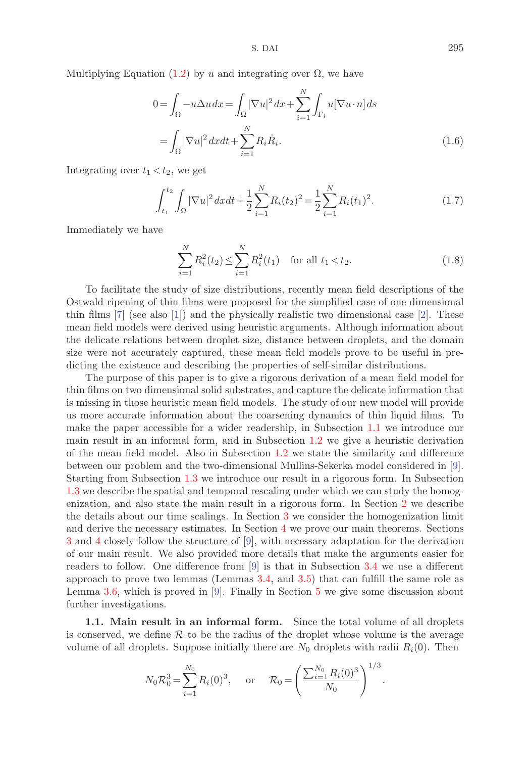Multiplying Equation (1.2) by $u$ and integrating over $\Omega$, we have

$$
\begin{aligned}
0 &= \int_\Omega -u\Delta u\,dx = \int_\Omega |\nabla u|^2\,dx + \sum_{i=1}^N \int_{\Gamma_i} u[\nabla u\cdot n]\,ds \\
&= \int_\Omega |\nabla u|^2\,dxdt + \sum_{i=1}^N R_i \dot{R}_i.
\end{aligned} \tag{1.6}
$$

Integrating over $t_1 < t_2$, we get

$$
\int_{t_1}^{t_2}\int_\Omega |\nabla u|^2\,dxdt + \frac{1}{2}\sum_{i=1}^N R_i(t_2)^2 = \frac{1}{2}\sum_{i=1}^N R_i(t_1)^2. \tag{1.7}
$$

Immediately we have

$$
\sum_{i=1}^N R_i^2(t_2) \le \sum_{i=1}^N R_i^2(t_1) \quad \text{for all } t_1 < t_2. \tag{1.8}
$$

To facilitate the study of size distributions, recently mean field descriptions of the Ostwald ripening of thin films were proposed for the simplified case of one dimensional thin films [7] (see also [1]) and the physically realistic two dimensional case [2]. These mean field models were derived using heuristic arguments. Although information about the delicate relations between droplet size, distance between droplets, and the domain size were not accurately captured, these mean field models prove to be useful in predicting the existence and describing the properties of self-similar distributions.

The purpose of this paper is to give a rigorous derivation of a mean field model for thin films on two dimensional solid substrates, and capture the delicate information that is missing in those heuristic mean field models. The study of our new model will provide us more accurate information about the coarsening dynamics of thin liquid films. To make the paper accessible for a wider readership, in Subsection 1.1 we introduce our main result in an informal form, and in Subsection 1.2 we give a heuristic derivation of the mean field model. Also in Subsection 1.2 we state the similarity and difference between our problem and the two-dimensional Mullins-Sekerka model considered in [9]. Starting from Subsection 1.3 we introduce our result in a rigorous form. In Subsection 1.3 we describe the spatial and temporal rescaling under which we can study the homogenization, and also state the main result in a rigorous form. In Section 2 we describe the details about our time scalings. In Section 3 we consider the homogenization limit and derive the necessary estimates. In Section 4 we prove our main theorems. Sections 3 and 4 closely follow the structure of [9], with necessary adaptation for the derivation of our main result. We also provided more details that make the arguments easier for readers to follow. One difference from [9] is that in Subsection 3.4 we use a different approach to prove two lemmas (Lemmas 3.4, and 3.5) that can fulfill the same role as Lemma 3.6, which is proved in [9]. Finally in Section 5 we give some discussion about further investigations.

**1.1. Main result in an informal form.** Since the total volume of all droplets is conserved, we define $\mathcal{R}$ to be the radius of the droplet whose volume is the average volume of all droplets. Suppose initially there are $N_0$ droplets with radii $R_i(0)$. Then

$$
N_0\mathcal{R}_0^3 = \sum_{i=1}^{N_0} R_i(0)^3, \quad \text{or} \quad \mathcal{R}_0 = \left(\frac{\sum_{i=1}^{N_0} R_i(0)^3}{N_0}\right)^{1/3}.
$$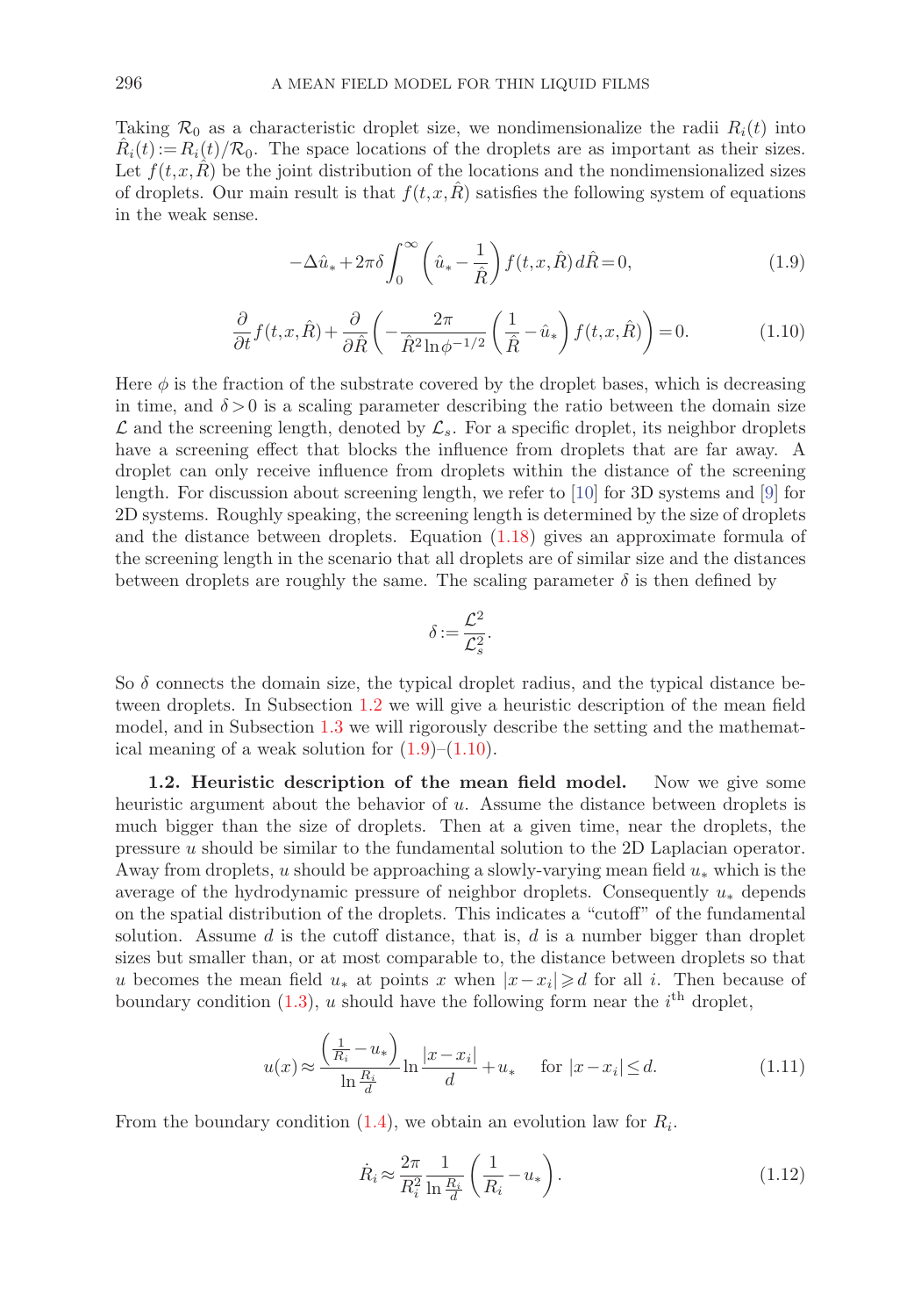Taking $\mathcal{R}_0$ as a characteristic droplet size, we nondimensionalize the radii $R_i(t)$ into $\hat{R}_i(t) := R_i(t)/\mathcal{R}_0$. The space locations of the droplets are as important as their sizes. Let $f(t,x,\hat{R})$ be the joint distribution of the locations and the nondimensionalized sizes of droplets. Our main result is that $f(t,x,\hat{R})$ satisfies the following system of equations in the weak sense.

$$-\Delta \hat{u}_* + 2\pi\delta \int_0^\infty \left(\hat{u}_* - \frac{1}{\hat{R}}\right) f(t,x,\hat{R})\, d\hat{R} = 0, \tag{1.9}$$

$$\frac{\partial}{\partial t} f(t,x,\hat{R}) + \frac{\partial}{\partial \hat{R}}\left(-\frac{2\pi}{\hat{R}^2 \ln \phi^{-1/2}}\left(\frac{1}{\hat{R}} - \hat{u}_*\right) f(t,x,\hat{R})\right) = 0. \tag{1.10}$$

Here $\phi$ is the fraction of the substrate covered by the droplet bases, which is decreasing in time, and $\delta > 0$ is a scaling parameter describing the ratio between the domain size $\mathcal{L}$ and the screening length, denoted by $\mathcal{L}_s$. For a specific droplet, its neighbor droplets have a screening effect that blocks the influence from droplets that are far away. A droplet can only receive influence from droplets within the distance of the screening length. For discussion about screening length, we refer to [10] for 3D systems and [9] for 2D systems. Roughly speaking, the screening length is determined by the size of droplets and the distance between droplets. Equation (1.18) gives an approximate formula of the screening length in the scenario that all droplets are of similar size and the distances between droplets are roughly the same. The scaling parameter $\delta$ is then defined by

$$\delta := \frac{\mathcal{L}^2}{\mathcal{L}_s^2}.$$

So $\delta$ connects the domain size, the typical droplet radius, and the typical distance between droplets. In Subsection 1.2 we will give a heuristic description of the mean field model, and in Subsection 1.3 we will rigorously describe the setting and the mathematical meaning of a weak solution for (1.9)–(1.10).

**1.2. Heuristic description of the mean field model.** Now we give some heuristic argument about the behavior of $u$. Assume the distance between droplets is much bigger than the size of droplets. Then at a given time, near the droplets, the pressure $u$ should be similar to the fundamental solution to the 2D Laplacian operator. Away from droplets, $u$ should be approaching a slowly-varying mean field $u_*$ which is the average of the hydrodynamic pressure of neighbor droplets. Consequently $u_*$ depends on the spatial distribution of the droplets. This indicates a "cutoff" of the fundamental solution. Assume $d$ is the cutoff distance, that is, $d$ is a number bigger than droplet sizes but smaller than, or at most comparable to, the distance between droplets so that $u$ becomes the mean field $u_*$ at points $x$ when $|x - x_i| \geqslant d$ for all $i$. Then because of boundary condition (1.3), $u$ should have the following form near the $i^{\text{th}}$ droplet,

$$u(x) \approx \frac{\left(\frac{1}{R_i} - u_*\right)}{\ln \frac{R_i}{d}} \ln \frac{|x - x_i|}{d} + u_* \quad \text{for } |x - x_i| \leq d. \tag{1.11}$$

From the boundary condition (1.4), we obtain an evolution law for $R_i$.

$$\dot{R}_i \approx \frac{2\pi}{R_i^2} \frac{1}{\ln \frac{R_i}{d}} \left(\frac{1}{R_i} - u_*\right). \tag{1.12}$$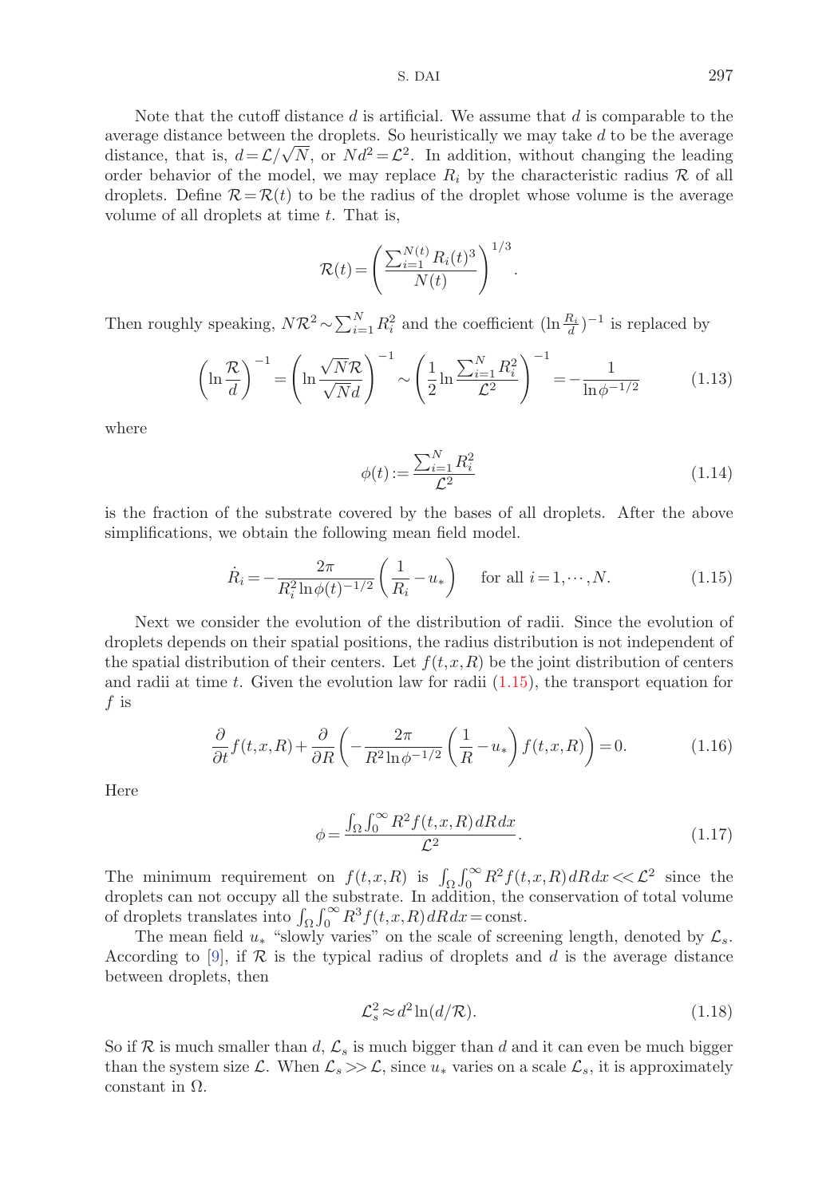Note that the cutoff distance $d$ is artificial. We assume that $d$ is comparable to the average distance between the droplets. So heuristically we may take $d$ to be the average distance, that is, $d = \mathcal{L}/\sqrt{N}$, or $Nd^2 = \mathcal{L}^2$. In addition, without changing the leading order behavior of the model, we may replace $R_i$ by the characteristic radius $\mathcal{R}$ of all droplets. Define $\mathcal{R} = \mathcal{R}(t)$ to be the radius of the droplet whose volume is the average volume of all droplets at time $t$. That is,

$$\mathcal{R}(t) = \left( \frac{\sum_{i=1}^{N(t)} R_i(t)^3}{N(t)} \right)^{1/3}.$$

Then roughly speaking, $N\mathcal{R}^2 \sim \sum_{i=1}^{N} R_i^2$ and the coefficient $(\ln \frac{R_i}{d})^{-1}$ is replaced by

$$\left( \ln \frac{\mathcal{R}}{d} \right)^{-1} = \left( \ln \frac{\sqrt{N}\mathcal{R}}{\sqrt{N}d} \right)^{-1} \sim \left( \frac{1}{2} \ln \frac{\sum_{i=1}^{N} R_i^2}{\mathcal{L}^2} \right)^{-1} = -\frac{1}{\ln \phi^{-1/2}} \tag{1.13}$$

where

$$\phi(t) := \frac{\sum_{i=1}^{N} R_i^2}{\mathcal{L}^2} \tag{1.14}$$

is the fraction of the substrate covered by the bases of all droplets. After the above simplifications, we obtain the following mean field model.

$$\dot{R}_i = -\frac{2\pi}{R_i^2 \ln \phi(t)^{-1/2}} \left( \frac{1}{R_i} - u_* \right) \quad \text{for all } i = 1, \cdots, N. \tag{1.15}$$

Next we consider the evolution of the distribution of radii. Since the evolution of droplets depends on their spatial positions, the radius distribution is not independent of the spatial distribution of their centers. Let $f(t,x,R)$ be the joint distribution of centers and radii at time $t$. Given the evolution law for radii (1.15), the transport equation for $f$ is

$$\frac{\partial}{\partial t} f(t,x,R) + \frac{\partial}{\partial R} \left( -\frac{2\pi}{R^2 \ln \phi^{-1/2}} \left( \frac{1}{R} - u_* \right) f(t,x,R) \right) = 0. \tag{1.16}$$

Here

$$\phi = \frac{\int_{\Omega} \int_0^{\infty} R^2 f(t,x,R)\, dR\, dx}{\mathcal{L}^2}. \tag{1.17}$$

The minimum requirement on $f(t,x,R)$ is $\int_{\Omega} \int_0^{\infty} R^2 f(t,x,R)\, dR\, dx << \mathcal{L}^2$ since the droplets can not occupy all the substrate. In addition, the conservation of total volume of droplets translates into $\int_{\Omega} \int_0^{\infty} R^3 f(t,x,R)\, dR\, dx = \text{const}$.

The mean field $u_*$ "slowly varies" on the scale of screening length, denoted by $\mathcal{L}_s$. According to [9], if $\mathcal{R}$ is the typical radius of droplets and $d$ is the average distance between droplets, then

$$\mathcal{L}_s^2 \approx d^2 \ln(d/\mathcal{R}). \tag{1.18}$$

So if $\mathcal{R}$ is much smaller than $d$, $\mathcal{L}_s$ is much bigger than $d$ and it can even be much bigger than the system size $\mathcal{L}$. When $\mathcal{L}_s >> \mathcal{L}$, since $u_*$ varies on a scale $\mathcal{L}_s$, it is approximately constant in $\Omega$.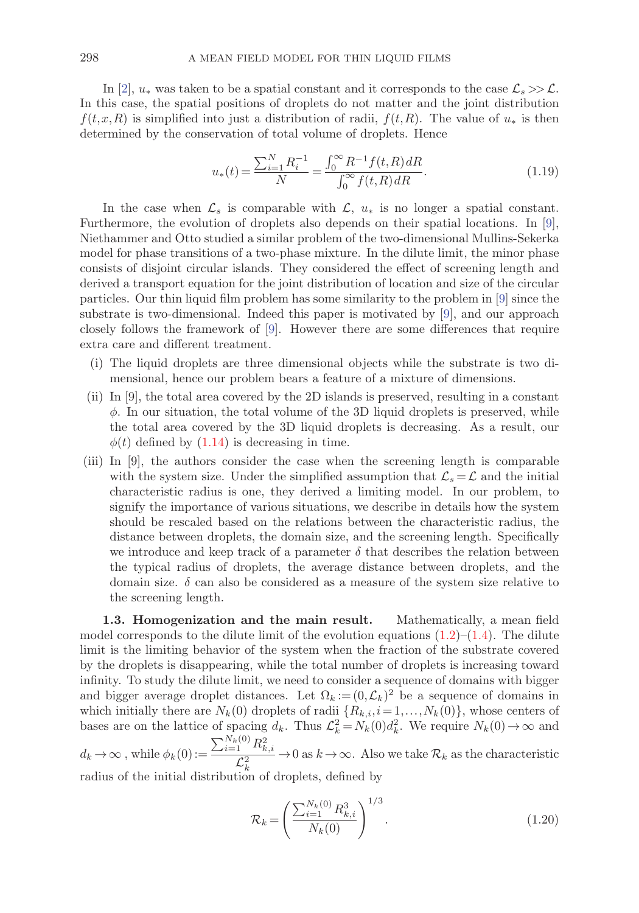In [2], $u_*$ was taken to be a spatial constant and it corresponds to the case $\mathcal{L}_s >> \mathcal{L}$. In this case, the spatial positions of droplets do not matter and the joint distribution $f(t,x,R)$ is simplified into just a distribution of radii, $f(t,R)$. The value of $u_*$ is then determined by the conservation of total volume of droplets. Hence

$$u_*(t) = \frac{\sum_{i=1}^{N} R_i^{-1}}{N} = \frac{\int_0^\infty R^{-1} f(t,R)\,dR}{\int_0^\infty f(t,R)\,dR}. \tag{1.19}$$

In the case when $\mathcal{L}_s$ is comparable with $\mathcal{L}$, $u_*$ is no longer a spatial constant. Furthermore, the evolution of droplets also depends on their spatial locations. In [9], Niethammer and Otto studied a similar problem of the two-dimensional Mullins-Sekerka model for phase transitions of a two-phase mixture. In the dilute limit, the minor phase consists of disjoint circular islands. They considered the effect of screening length and derived a transport equation for the joint distribution of location and size of the circular particles. Our thin liquid film problem has some similarity to the problem in [9] since the substrate is two-dimensional. Indeed this paper is motivated by [9], and our approach closely follows the framework of [9]. However there are some differences that require extra care and different treatment.

- (i) The liquid droplets are three dimensional objects while the substrate is two dimensional, hence our problem bears a feature of a mixture of dimensions.
- (ii) In [9], the total area covered by the 2D islands is preserved, resulting in a constant $\phi$. In our situation, the total volume of the 3D liquid droplets is preserved, while the total area covered by the 3D liquid droplets is decreasing. As a result, our $\phi(t)$ defined by (1.14) is decreasing in time.
- (iii) In [9], the authors consider the case when the screening length is comparable with the system size. Under the simplified assumption that $\mathcal{L}_s = \mathcal{L}$ and the initial characteristic radius is one, they derived a limiting model. In our problem, to signify the importance of various situations, we describe in details how the system should be rescaled based on the relations between the characteristic radius, the distance between droplets, the domain size, and the screening length. Specifically we introduce and keep track of a parameter $\delta$ that describes the relation between the typical radius of droplets, the average distance between droplets, and the domain size. $\delta$ can also be considered as a measure of the system size relative to the screening length.

**1.3. Homogenization and the main result.** Mathematically, a mean field model corresponds to the dilute limit of the evolution equations (1.2)–(1.4). The dilute limit is the limiting behavior of the system when the fraction of the substrate covered by the droplets is disappearing, while the total number of droplets is increasing toward infinity. To study the dilute limit, we need to consider a sequence of domains with bigger and bigger average droplet distances. Let $\Omega_k := (0,\mathcal{L}_k)^2$ be a sequence of domains in which initially there are $N_k(0)$ droplets of radii $\{R_{k,i}, i=1,\ldots,N_k(0)\}$, whose centers of bases are on the lattice of spacing $d_k$. Thus $\mathcal{L}_k^2 = N_k(0) d_k^2$. We require $N_k(0) \to \infty$ and $d_k \to \infty$ , while $\phi_k(0) := \frac{\sum_{i=1}^{N_k(0)} R_{k,i}^2}{\mathcal{L}_k^2} \to 0$ as $k \to \infty$. Also we take $\mathcal{R}_k$ as the characteristic radius of the initial distribution of droplets, defined by

$$\mathcal{R}_k = \left( \frac{\sum_{i=1}^{N_k(0)} R_{k,i}^3}{N_k(0)} \right)^{1/3}. \tag{1.20}$$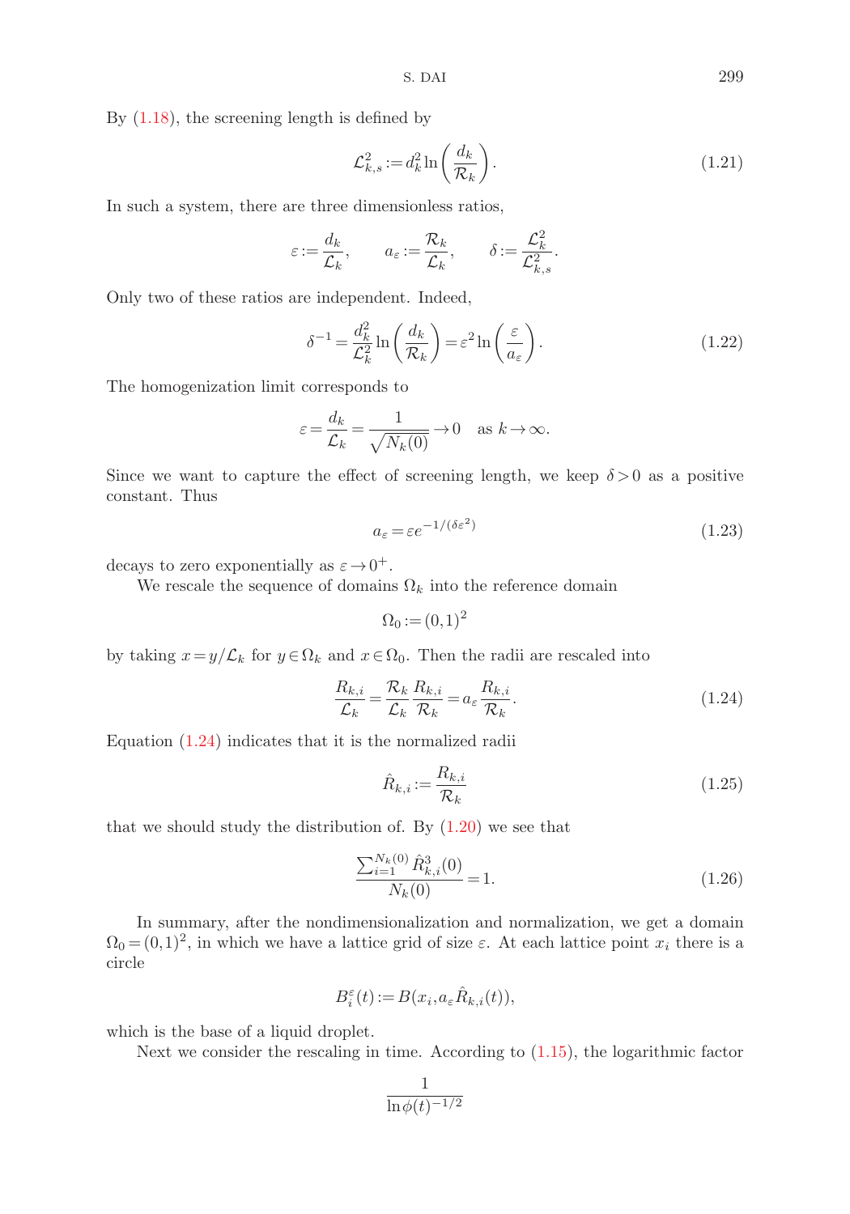By (1.18), the screening length is defined by

$$\mathcal{L}_{k,s}^2 := d_k^2 \ln\left(\frac{d_k}{\mathcal{R}_k}\right). \tag{1.21}$$

In such a system, there are three dimensionless ratios,

$$\varepsilon := \frac{d_k}{\mathcal{L}_k}, \qquad a_\varepsilon := \frac{\mathcal{R}_k}{\mathcal{L}_k}, \qquad \delta := \frac{\mathcal{L}_k^2}{\mathcal{L}_{k,s}^2}.$$

Only two of these ratios are independent. Indeed,

$$\delta^{-1} = \frac{d_k^2}{\mathcal{L}_k^2} \ln\left(\frac{d_k}{\mathcal{R}_k}\right) = \varepsilon^2 \ln\left(\frac{\varepsilon}{a_\varepsilon}\right). \tag{1.22}$$

The homogenization limit corresponds to

$$\varepsilon = \frac{d_k}{\mathcal{L}_k} = \frac{1}{\sqrt{N_k(0)}} \to 0 \quad \text{as } k \to \infty.$$

Since we want to capture the effect of screening length, we keep $\delta > 0$ as a positive constant. Thus

$$a_\varepsilon = \varepsilon e^{-1/(\delta\varepsilon^2)} \tag{1.23}$$

decays to zero exponentially as $\varepsilon \to 0^+$.

We rescale the sequence of domains $\Omega_k$ into the reference domain

$$\Omega_0 := (0,1)^2$$

by taking $x = y/\mathcal{L}_k$ for $y \in \Omega_k$ and $x \in \Omega_0$. Then the radii are rescaled into

$$\frac{R_{k,i}}{\mathcal{L}_k} = \frac{\mathcal{R}_k}{\mathcal{L}_k}\frac{R_{k,i}}{\mathcal{R}_k} = a_\varepsilon \frac{R_{k,i}}{\mathcal{R}_k}. \tag{1.24}$$

Equation (1.24) indicates that it is the normalized radii

$$\hat{R}_{k,i} := \frac{R_{k,i}}{\mathcal{R}_k} \tag{1.25}$$

that we should study the distribution of. By (1.20) we see that

$$\frac{\sum_{i=1}^{N_k(0)} \hat{R}_{k,i}^3(0)}{N_k(0)} = 1. \tag{1.26}$$

In summary, after the nondimensionalization and normalization, we get a domain $\Omega_0 = (0,1)^2$, in which we have a lattice grid of size $\varepsilon$. At each lattice point $x_i$ there is a circle

$$B_i^\varepsilon(t) := B(x_i, a_\varepsilon \hat{R}_{k,i}(t)),$$

which is the base of a liquid droplet.

Next we consider the rescaling in time. According to (1.15), the logarithmic factor

$$\frac{1}{\ln \phi(t)^{-1/2}}$$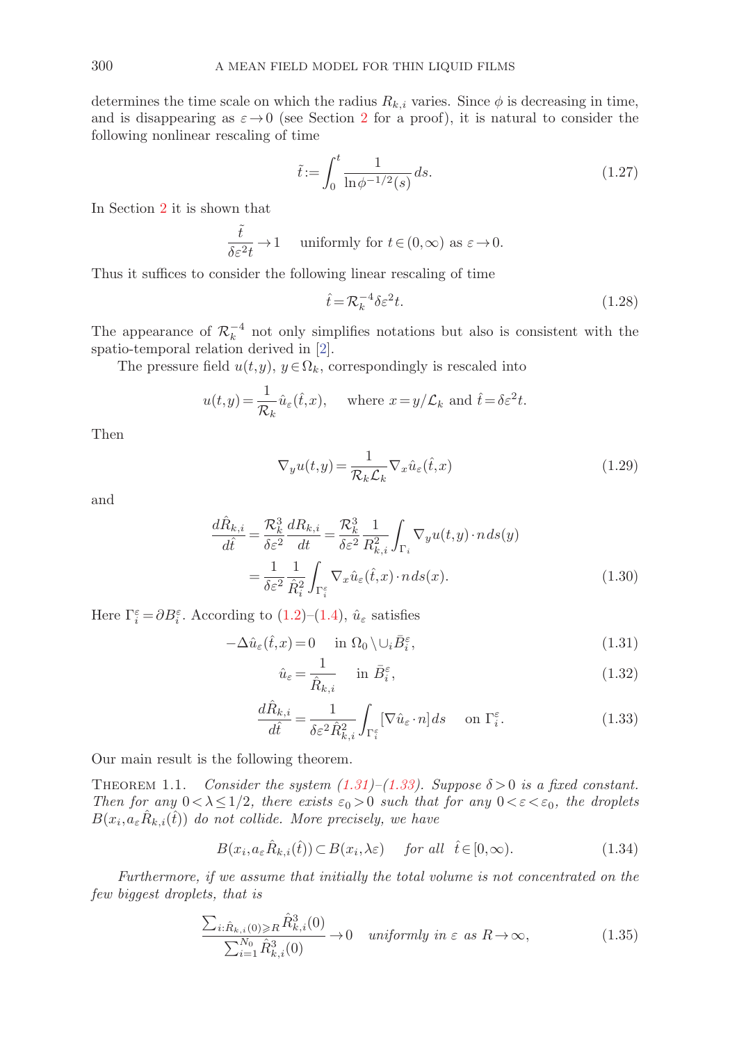determines the time scale on which the radius $R_{k,i}$ varies. Since $\phi$ is decreasing in time, and is disappearing as $\varepsilon \to 0$ (see Section 2 for a proof), it is natural to consider the following nonlinear rescaling of time

$$\tilde{t} := \int_0^t \frac{1}{\ln \phi^{-1/2}(s)} \, ds. \tag{1.27}$$

In Section 2 it is shown that

$$\frac{\tilde{t}}{\delta \varepsilon^2 t} \to 1 \quad \text{uniformly for } t \in (0,\infty) \text{ as } \varepsilon \to 0.$$

Thus it suffices to consider the following linear rescaling of time

$$\hat{t} = \mathcal{R}_k^{-4} \delta \varepsilon^2 t. \tag{1.28}$$

The appearance of $\mathcal{R}_k^{-4}$ not only simplifies notations but also is consistent with the spatio-temporal relation derived in [2].

The pressure field $u(t,y)$, $y \in \Omega_k$, correspondingly is rescaled into

$$u(t,y) = \frac{1}{\mathcal{R}_k} \hat{u}_\varepsilon(\hat{t},x), \quad \text{where } x = y/\mathcal{L}_k \text{ and } \hat{t} = \delta \varepsilon^2 t.$$

Then

$$\nabla_y u(t,y) = \frac{1}{\mathcal{R}_k \mathcal{L}_k} \nabla_x \hat{u}_\varepsilon(\hat{t},x) \tag{1.29}$$

and

$$\begin{aligned}
\frac{d\hat{R}_{k,i}}{d\hat{t}} &= \frac{\mathcal{R}_k^3}{\delta \varepsilon^2} \frac{dR_{k,i}}{dt} = \frac{\mathcal{R}_k^3}{\delta \varepsilon^2} \frac{1}{R_{k,i}^2} \int_{\Gamma_i} \nabla_y u(t,y) \cdot n \, ds(y) \\
&= \frac{1}{\delta \varepsilon^2} \frac{1}{\hat{R}_i^2} \int_{\Gamma_i^\varepsilon} \nabla_x \hat{u}_\varepsilon(\hat{t},x) \cdot n \, ds(x).
\end{aligned} \tag{1.30}$$

Here $\Gamma_i^\varepsilon = \partial B_i^\varepsilon$. According to (1.2)–(1.4), $\hat{u}_\varepsilon$ satisfies

$$-\Delta \hat{u}_\varepsilon(\hat{t},x) = 0 \quad \text{in } \Omega_0 \setminus \cup_i \bar{B}_i^\varepsilon, \tag{1.31}$$

$$\hat{u}_\varepsilon = \frac{1}{\hat{R}_{k,i}} \quad \text{in } \bar{B}_i^\varepsilon, \tag{1.32}$$

$$\frac{d\hat{R}_{k,i}}{d\hat{t}} = \frac{1}{\delta \varepsilon^2 \hat{R}_{k,i}^2} \int_{\Gamma_i^\varepsilon} [\nabla \hat{u}_\varepsilon \cdot n] \, ds \quad \text{on } \Gamma_i^\varepsilon. \tag{1.33}$$

Our main result is the following theorem.

**Theorem 1.1.** *Consider the system (1.31)–(1.33). Suppose $\delta > 0$ is a fixed constant. Then for any $0 < \lambda \leq 1/2$, there exists $\varepsilon_0 > 0$ such that for any $0 < \varepsilon < \varepsilon_0$, the droplets $B(x_i, a_\varepsilon \hat{R}_{k,i}(\hat{t}))$ do not collide. More precisely, we have*

$$B(x_i, a_\varepsilon \hat{R}_{k,i}(\hat{t})) \subset B(x_i, \lambda \varepsilon) \quad \text{for all } \hat{t} \in [0,\infty). \tag{1.34}$$

*Furthermore, if we assume that initially the total volume is not concentrated on the few biggest droplets, that is*

$$\frac{\sum_{i: \hat{R}_{k,i}(0) \geqslant R} \hat{R}_{k,i}^3(0)}{\sum_{i=1}^{N_0} \hat{R}_{k,i}^3(0)} \to 0 \quad \text{uniformly in } \varepsilon \text{ as } R \to \infty, \tag{1.35}$$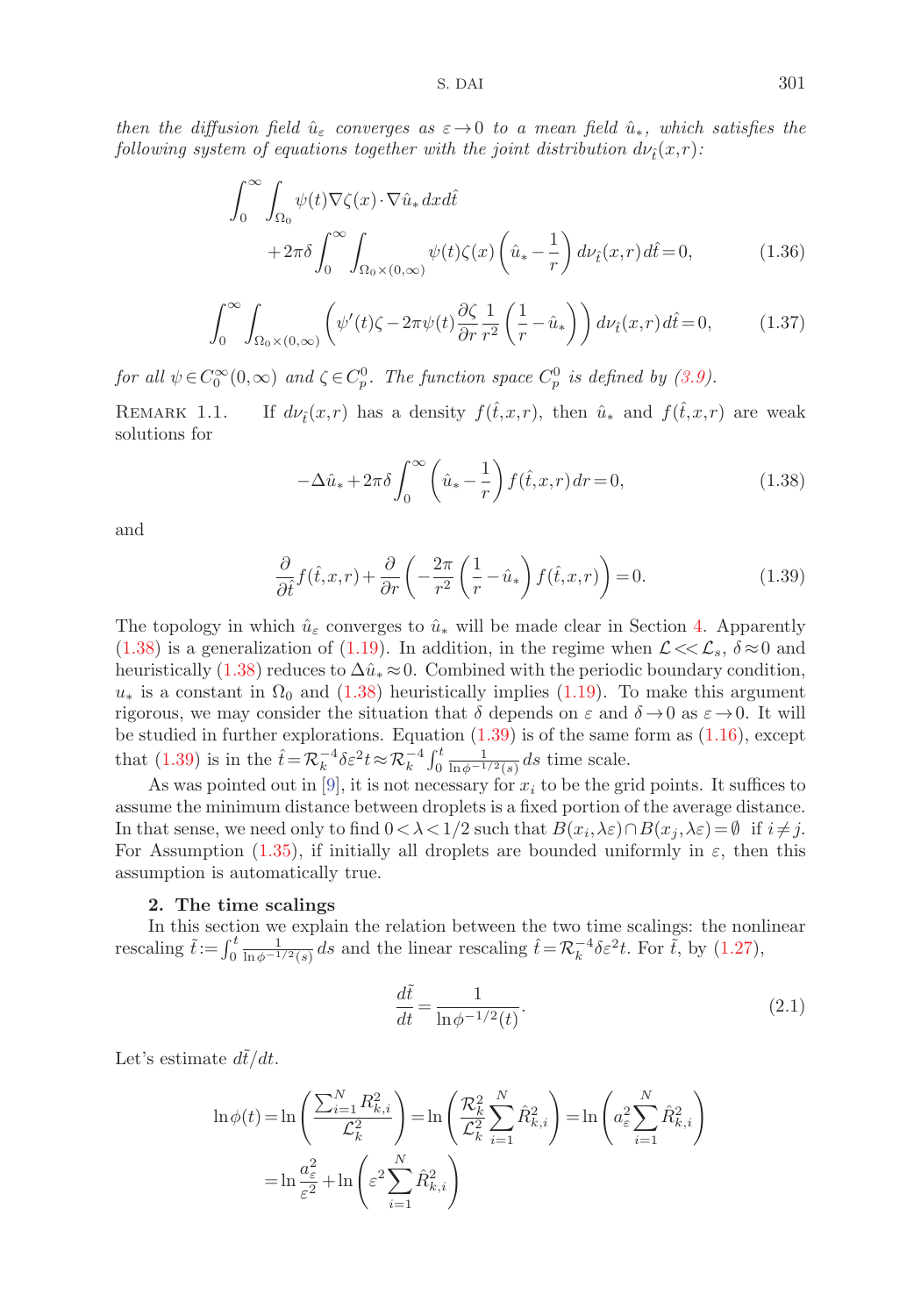*then the diffusion field $\hat{u}_\varepsilon$ converges as $\varepsilon \to 0$ to a mean field $\hat{u}_*$, which satisfies the following system of equations together with the joint distribution $d\nu_{\hat{t}}(x,r)$:*

$$\int_0^\infty \int_{\Omega_0} \psi(t)\nabla\zeta(x)\cdot\nabla\hat{u}_*\,dx\,d\hat{t} + 2\pi\delta\int_0^\infty\int_{\Omega_0\times(0,\infty)} \psi(t)\zeta(x)\left(\hat{u}_* - \frac{1}{r}\right)d\nu_{\hat{t}}(x,r)\,d\hat{t} = 0, \tag{1.36}$$

$$\int_0^\infty \int_{\Omega_0\times(0,\infty)} \left(\psi'(t)\zeta - 2\pi\psi(t)\frac{\partial\zeta}{\partial r}\frac{1}{r^2}\left(\frac{1}{r} - \hat{u}_*\right)\right)d\nu_{\hat{t}}(x,r)\,d\hat{t} = 0, \tag{1.37}$$

*for all $\psi \in C_0^\infty(0,\infty)$ and $\zeta \in C_p^0$. The function space $C_p^0$ is defined by (3.9).*

Remark 1.1. If $d\nu_{\hat{t}}(x,r)$ has a density $f(\hat{t},x,r)$, then $\hat{u}_*$ and $f(\hat{t},x,r)$ are weak solutions for

$$-\Delta\hat{u}_* + 2\pi\delta\int_0^\infty \left(\hat{u}_* - \frac{1}{r}\right)f(\hat{t},x,r)\,dr = 0, \tag{1.38}$$

and

$$\frac{\partial}{\partial\hat{t}}f(\hat{t},x,r) + \frac{\partial}{\partial r}\left(-\frac{2\pi}{r^2}\left(\frac{1}{r} - \hat{u}_*\right)f(\hat{t},x,r)\right) = 0. \tag{1.39}$$

The topology in which $\hat{u}_\varepsilon$ converges to $\hat{u}_*$ will be made clear in Section 4. Apparently (1.38) is a generalization of (1.19). In addition, in the regime when $\mathcal{L} << \mathcal{L}_s$, $\delta \approx 0$ and heuristically (1.38) reduces to $\Delta\hat{u}_* \approx 0$. Combined with the periodic boundary condition, $u_*$ is a constant in $\Omega_0$ and (1.38) heuristically implies (1.19). To make this argument rigorous, we may consider the situation that $\delta$ depends on $\varepsilon$ and $\delta \to 0$ as $\varepsilon \to 0$. It will be studied in further explorations. Equation (1.39) is of the same form as (1.16), except that (1.39) is in the $\hat{t} = \mathcal{R}_k^{-4}\delta\varepsilon^2 t \approx \mathcal{R}_k^{-4}\int_0^t \frac{1}{\ln\phi^{-1/2}(s)}\,ds$ time scale.

As was pointed out in [9], it is not necessary for $x_i$ to be the grid points. It suffices to assume the minimum distance between droplets is a fixed portion of the average distance. In that sense, we need only to find $0 < \lambda < 1/2$ such that $B(x_i,\lambda\varepsilon)\cap B(x_j,\lambda\varepsilon) = \emptyset$ if $i \neq j$. For Assumption (1.35), if initially all droplets are bounded uniformly in $\varepsilon$, then this assumption is automatically true.

## 2. The time scalings

In this section we explain the relation between the two time scalings: the nonlinear rescaling $\tilde{t} := \int_0^t \frac{1}{\ln\phi^{-1/2}(s)}\,ds$ and the linear rescaling $\hat{t} = \mathcal{R}_k^{-4}\delta\varepsilon^2 t$. For $\tilde{t}$, by (1.27),

$$\frac{d\tilde{t}}{dt} = \frac{1}{\ln\phi^{-1/2}(t)}. \tag{2.1}$$

Let's estimate $d\tilde{t}/dt$.

$$\ln\phi(t) = \ln\left(\frac{\sum_{i=1}^N R_{k,i}^2}{\mathcal{L}_k^2}\right) = \ln\left(\frac{\mathcal{R}_k^2}{\mathcal{L}_k^2}\sum_{i=1}^N \hat{R}_{k,i}^2\right) = \ln\left(a_\varepsilon^2\sum_{i=1}^N \hat{R}_{k,i}^2\right)$$
$$= \ln\frac{a_\varepsilon^2}{\varepsilon^2} + \ln\left(\varepsilon^2\sum_{i=1}^N \hat{R}_{k,i}^2\right)$$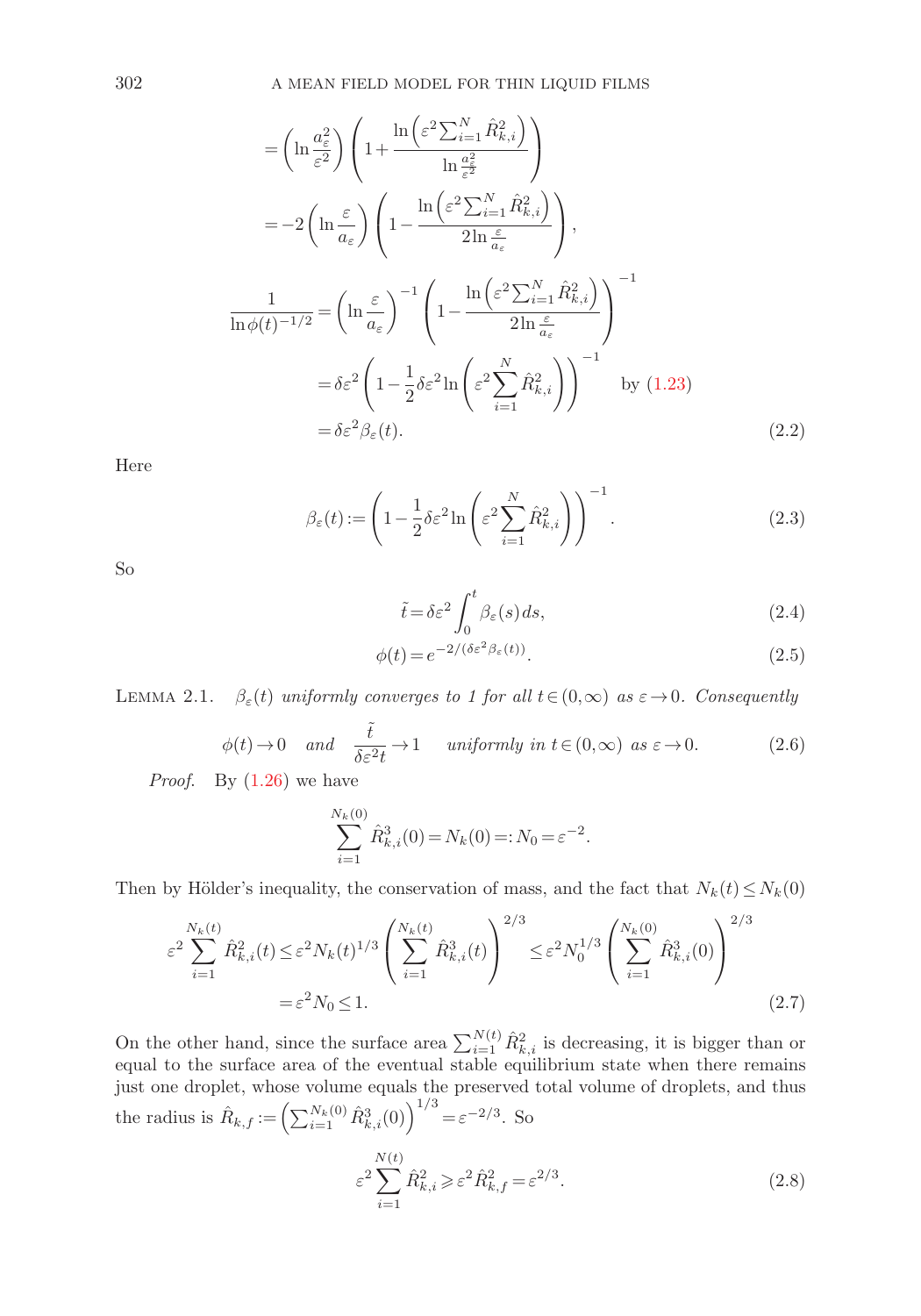$$
\begin{aligned}
&= \left(\ln \frac{a_\varepsilon^2}{\varepsilon^2}\right)\left(1 + \frac{\ln\left(\varepsilon^2 \sum_{i=1}^N \hat{R}_{k,i}^2\right)}{\ln \frac{a_\varepsilon^2}{\varepsilon^2}}\right) \\
&= -2\left(\ln \frac{\varepsilon}{a_\varepsilon}\right)\left(1 - \frac{\ln\left(\varepsilon^2 \sum_{i=1}^N \hat{R}_{k,i}^2\right)}{2\ln \frac{\varepsilon}{a_\varepsilon}}\right), \\
\frac{1}{\ln \phi(t)^{-1/2}} &= \left(\ln \frac{\varepsilon}{a_\varepsilon}\right)^{-1}\left(1 - \frac{\ln\left(\varepsilon^2 \sum_{i=1}^N \hat{R}_{k,i}^2\right)}{2\ln \frac{\varepsilon}{a_\varepsilon}}\right)^{-1} \\
&= \delta\varepsilon^2 \left(1 - \frac{1}{2}\delta\varepsilon^2 \ln\left(\varepsilon^2 \sum_{i=1}^N \hat{R}_{k,i}^2\right)\right)^{-1} \quad \text{by (1.23)} \\
&= \delta\varepsilon^2 \beta_\varepsilon(t).
\end{aligned} \tag{2.2}
$$

Here

$$
\beta_\varepsilon(t) := \left(1 - \frac{1}{2}\delta\varepsilon^2 \ln\left(\varepsilon^2 \sum_{i=1}^N \hat{R}_{k,i}^2\right)\right)^{-1}. \tag{2.3}
$$

So

$$
\tilde{t} = \delta\varepsilon^2 \int_0^t \beta_\varepsilon(s)\, ds, \tag{2.4}
$$

$$
\phi(t) = e^{-2/(\delta\varepsilon^2 \beta_\varepsilon(t))}. \tag{2.5}
$$

Lemma 2.1. *$\beta_\varepsilon(t)$ uniformly converges to 1 for all $t \in (0,\infty)$ as $\varepsilon \to 0$. Consequently*

$$
\phi(t) \to 0 \quad \text{and} \quad \frac{\tilde{t}}{\delta\varepsilon^2 t} \to 1 \quad \text{uniformly in } t \in (0,\infty) \text{ as } \varepsilon \to 0. \tag{2.6}
$$

*Proof.* By (1.26) we have

$$
\sum_{i=1}^{N_k(0)} \hat{R}_{k,i}^3(0) = N_k(0) =: N_0 = \varepsilon^{-2}.
$$

Then by Hölder's inequality, the conservation of mass, and the fact that $N_k(t) \le N_k(0)$

$$
\begin{aligned}
\varepsilon^2 \sum_{i=1}^{N_k(t)} \hat{R}_{k,i}^2(t) &\le \varepsilon^2 N_k(t)^{1/3}\left(\sum_{i=1}^{N_k(t)} \hat{R}_{k,i}^3(t)\right)^{2/3} \le \varepsilon^2 N_0^{1/3}\left(\sum_{i=1}^{N_k(0)} \hat{R}_{k,i}^3(0)\right)^{2/3} \\
&= \varepsilon^2 N_0 \le 1.
\end{aligned} \tag{2.7}
$$

On the other hand, since the surface area $\sum_{i=1}^{N(t)} \hat{R}_{k,i}^2$ is decreasing, it is bigger than or equal to the surface area of the eventual stable equilibrium state when there remains just one droplet, whose volume equals the preserved total volume of droplets, and thus the radius is $\hat{R}_{k,f} := \left(\sum_{i=1}^{N_k(0)} \hat{R}_{k,i}^3(0)\right)^{1/3} = \varepsilon^{-2/3}$. So

$$
\varepsilon^2 \sum_{i=1}^{N(t)} \hat{R}_{k,i}^2 \geqslant \varepsilon^2 \hat{R}_{k,f}^2 = \varepsilon^{2/3}. \tag{2.8}
$$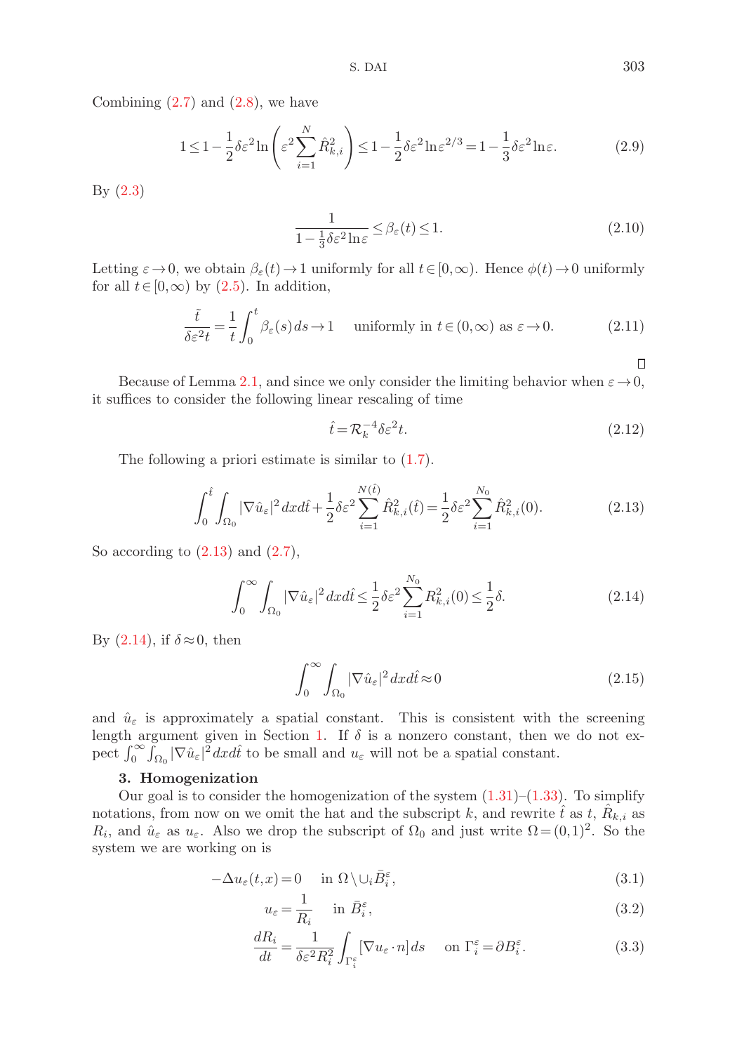Combining (2.7) and (2.8), we have

$$1 \le 1 - \frac{1}{2}\delta\varepsilon^2 \ln\left(\varepsilon^2 \sum_{i=1}^{N} \hat{R}_{k,i}^2\right) \le 1 - \frac{1}{2}\delta\varepsilon^2 \ln \varepsilon^{2/3} = 1 - \frac{1}{3}\delta\varepsilon^2 \ln\varepsilon. \tag{2.9}$$

By (2.3)

$$\frac{1}{1-\frac{1}{3}\delta\varepsilon^2\ln\varepsilon} \le \beta_\varepsilon(t) \le 1. \tag{2.10}$$

Letting $\varepsilon \to 0$, we obtain $\beta_\varepsilon(t) \to 1$ uniformly for all $t \in [0,\infty)$. Hence $\phi(t) \to 0$ uniformly for all $t \in [0,\infty)$ by (2.5). In addition,

$$\frac{\tilde{t}}{\delta\varepsilon^2 t} = \frac{1}{t}\int_0^t \beta_\varepsilon(s)\,ds \to 1 \quad \text{ uniformly in } t \in (0,\infty) \text{ as } \varepsilon \to 0. \tag{2.11}$$

□

Because of Lemma 2.1, and since we only consider the limiting behavior when $\varepsilon \to 0$, it suffices to consider the following linear rescaling of time

$$\hat{t} = \mathcal{R}_k^{-4}\delta\varepsilon^2 t. \tag{2.12}$$

The following a priori estimate is similar to (1.7).

$$\int_0^{\hat{t}}\int_{\Omega_0} |\nabla \hat{u}_\varepsilon|^2\,dx d\hat{t} + \frac{1}{2}\delta\varepsilon^2 \sum_{i=1}^{N(\hat{t})} \hat{R}_{k,i}^2(\hat{t}) = \frac{1}{2}\delta\varepsilon^2 \sum_{i=1}^{N_0} \hat{R}_{k,i}^2(0). \tag{2.13}$$

So according to (2.13) and (2.7),

$$\int_0^{\infty}\int_{\Omega_0} |\nabla \hat{u}_\varepsilon|^2\,dx d\hat{t} \le \frac{1}{2}\delta\varepsilon^2 \sum_{i=1}^{N_0} R_{k,i}^2(0) \le \frac{1}{2}\delta. \tag{2.14}$$

By (2.14), if $\delta \approx 0$, then

$$\int_0^{\infty}\int_{\Omega_0} |\nabla \hat{u}_\varepsilon|^2\,dx d\hat{t} \approx 0 \tag{2.15}$$

and $\hat{u}_\varepsilon$ is approximately a spatial constant. This is consistent with the screening length argument given in Section 1. If $\delta$ is a nonzero constant, then we do not expect $\int_0^\infty \int_{\Omega_0} |\nabla \hat{u}_\varepsilon|^2\,dx d\hat{t}$ to be small and $u_\varepsilon$ will not be a spatial constant.

## 3. Homogenization

Our goal is to consider the homogenization of the system (1.31)–(1.33). To simplify notations, from now on we omit the hat and the subscript $k$, and rewrite $\hat{t}$ as $t$, $\hat{R}_{k,i}$ as $R_i$, and $\hat{u}_\varepsilon$ as $u_\varepsilon$. Also we drop the subscript of $\Omega_0$ and just write $\Omega = (0,1)^2$. So the system we are working on is

$$-\Delta u_\varepsilon(t,x) = 0 \quad \text{ in } \Omega \setminus \cup_i \bar{B}_i^\varepsilon, \tag{3.1}$$

$$u_\varepsilon = \frac{1}{R_i} \quad \text{ in } \bar{B}_i^\varepsilon, \tag{3.2}$$

$$\frac{dR_i}{dt} = \frac{1}{\delta\varepsilon^2 R_i^2}\int_{\Gamma_i^\varepsilon} [\nabla u_\varepsilon \cdot n]\,ds \quad \text{ on } \Gamma_i^\varepsilon = \partial B_i^\varepsilon. \tag{3.3}$$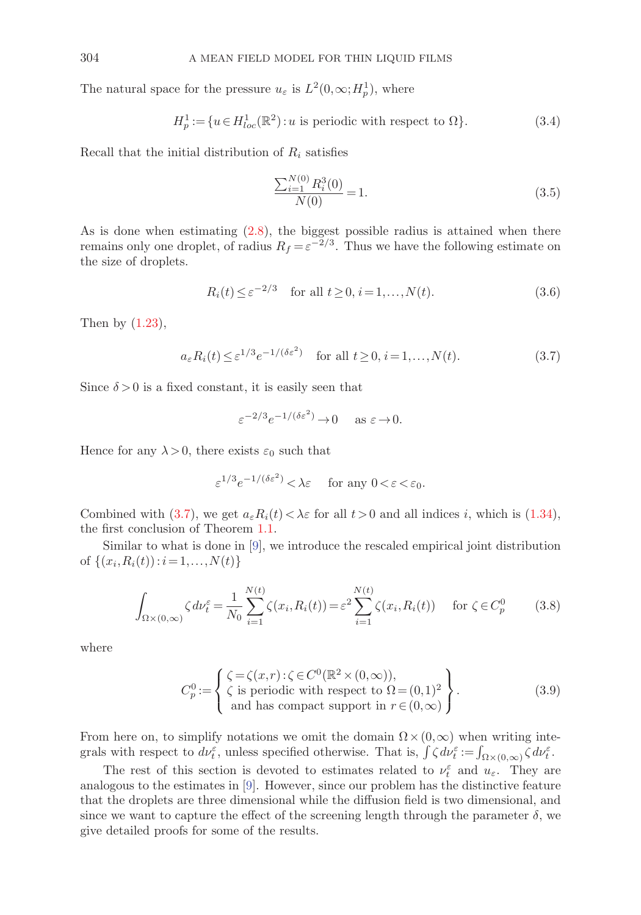The natural space for the pressure $u_\varepsilon$ is $L^2(0,\infty;H^1_p)$, where

$$H^1_p := \{u \in H^1_{loc}(\mathbb{R}^2) : u \text{ is periodic with respect to } \Omega\}. \tag{3.4}$$

Recall that the initial distribution of $R_i$ satisfies

$$\frac{\sum_{i=1}^{N(0)} R_i^3(0)}{N(0)} = 1. \tag{3.5}$$

As is done when estimating (2.8), the biggest possible radius is attained when there remains only one droplet, of radius $R_f = \varepsilon^{-2/3}$. Thus we have the following estimate on the size of droplets.

$$R_i(t) \le \varepsilon^{-2/3} \quad \text{for all } t \ge 0, i = 1,\ldots,N(t). \tag{3.6}$$

Then by (1.23),

$$a_\varepsilon R_i(t) \le \varepsilon^{1/3} e^{-1/(\delta\varepsilon^2)} \quad \text{for all } t \ge 0, i = 1,\ldots,N(t). \tag{3.7}$$

Since $\delta > 0$ is a fixed constant, it is easily seen that

$$\varepsilon^{-2/3} e^{-1/(\delta\varepsilon^2)} \to 0 \quad \text{ as } \varepsilon \to 0.$$

Hence for any $\lambda > 0$, there exists $\varepsilon_0$ such that

$$\varepsilon^{1/3} e^{-1/(\delta\varepsilon^2)} < \lambda\varepsilon \quad \text{ for any } 0 < \varepsilon < \varepsilon_0.$$

Combined with (3.7), we get $a_\varepsilon R_i(t) < \lambda\varepsilon$ for all $t > 0$ and all indices $i$, which is (1.34), the first conclusion of Theorem 1.1.

Similar to what is done in [9], we introduce the rescaled empirical joint distribution of $\{(x_i, R_i(t)) : i = 1,\ldots,N(t)\}$

$$\int_{\Omega\times(0,\infty)} \zeta\, d\nu_t^\varepsilon = \frac{1}{N_0}\sum_{i=1}^{N(t)} \zeta(x_i, R_i(t)) = \varepsilon^2 \sum_{i=1}^{N(t)} \zeta(x_i, R_i(t)) \quad \text{for } \zeta \in C_p^0 \tag{3.8}$$

where

$$C_p^0 := \left\{ \begin{array}{l} \zeta = \zeta(x,r) : \zeta \in C^0(\mathbb{R}^2 \times (0,\infty)), \\ \zeta \text{ is periodic with respect to } \Omega = (0,1)^2 \\ \text{ and has compact support in } r \in (0,\infty) \end{array} \right\}. \tag{3.9}$$

From here on, to simplify notations we omit the domain $\Omega \times (0,\infty)$ when writing integrals with respect to $d\nu_t^\varepsilon$, unless specified otherwise. That is, $\int \zeta\, d\nu_t^\varepsilon := \int_{\Omega\times(0,\infty)} \zeta\, d\nu_t^\varepsilon$.

The rest of this section is devoted to estimates related to $\nu_t^\varepsilon$ and $u_\varepsilon$. They are analogous to the estimates in [9]. However, since our problem has the distinctive feature that the droplets are three dimensional while the diffusion field is two dimensional, and since we want to capture the effect of the screening length through the parameter $\delta$, we give detailed proofs for some of the results.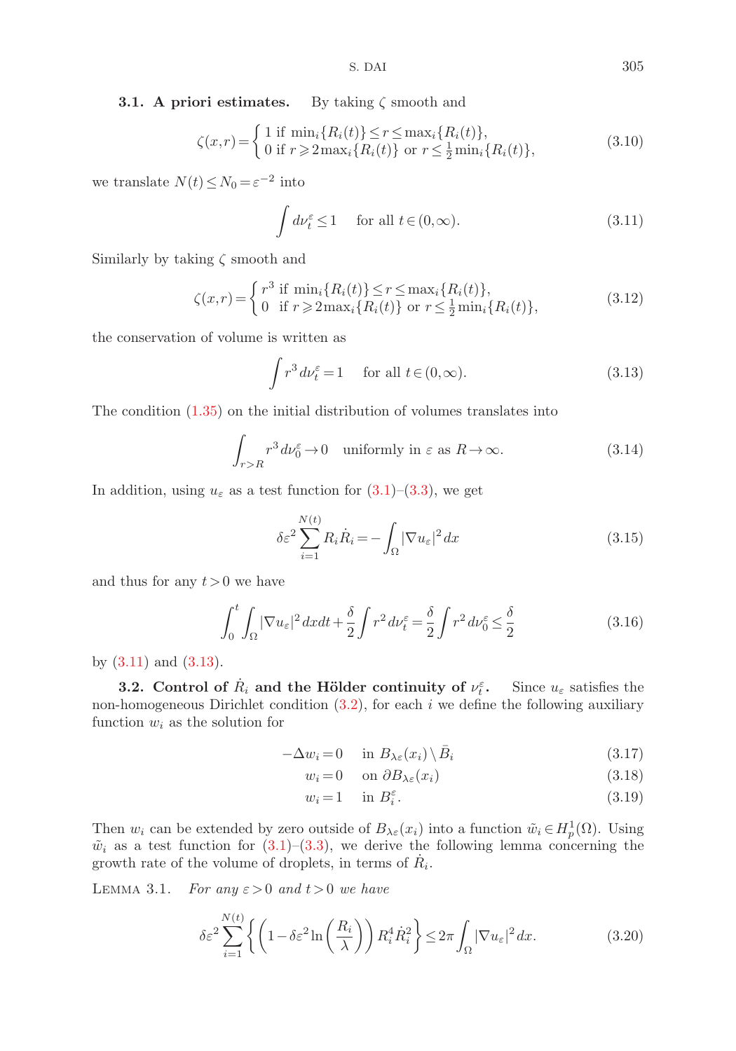### 3.1. A priori estimates.

By taking $\zeta$ smooth and

$$\zeta(x,r)=\begin{cases} 1 \text{ if } \min_i\{R_i(t)\}\le r\le \max_i\{R_i(t)\},\\ 0 \text{ if } r\geqslant 2\max_i\{R_i(t)\} \text{ or } r\le \frac{1}{2}\min_i\{R_i(t)\},\end{cases} \tag{3.10}$$

we translate $N(t)\le N_0=\varepsilon^{-2}$ into

$$\int d\nu_t^\varepsilon \le 1 \quad \text{for all } t\in(0,\infty). \tag{3.11}$$

Similarly by taking $\zeta$ smooth and

$$\zeta(x,r)=\begin{cases} r^3 \text{ if } \min_i\{R_i(t)\}\le r\le \max_i\{R_i(t)\},\\ 0 \ \text{ if } r\geqslant 2\max_i\{R_i(t)\} \text{ or } r\le \frac{1}{2}\min_i\{R_i(t)\},\end{cases} \tag{3.12}$$

the conservation of volume is written as

$$\int r^3\, d\nu_t^\varepsilon = 1 \quad \text{for all } t\in(0,\infty). \tag{3.13}$$

The condition (1.35) on the initial distribution of volumes translates into

$$\int_{r>R} r^3\, d\nu_0^\varepsilon \to 0 \quad \text{uniformly in } \varepsilon \text{ as } R\to\infty. \tag{3.14}$$

In addition, using $u_\varepsilon$ as a test function for (3.1)–(3.3), we get

$$\delta\varepsilon^2\sum_{i=1}^{N(t)} R_i\dot{R}_i = -\int_\Omega |\nabla u_\varepsilon|^2\, dx \tag{3.15}$$

and thus for any $t>0$ we have

$$\int_0^t\int_\Omega |\nabla u_\varepsilon|^2\, dx dt + \frac{\delta}{2}\int r^2\, d\nu_t^\varepsilon = \frac{\delta}{2}\int r^2\, d\nu_0^\varepsilon \le \frac{\delta}{2} \tag{3.16}$$

by (3.11) and (3.13).

### 3.2. Control of $\dot{R}_i$ and the Hölder continuity of $\nu_t^\varepsilon$.

Since $u_\varepsilon$ satisfies the non-homogeneous Dirichlet condition (3.2), for each $i$ we define the following auxiliary function $w_i$ as the solution for

$$-\Delta w_i = 0 \quad \text{in } B_{\lambda\varepsilon}(x_i)\setminus \bar{B}_i \tag{3.17}$$

$$w_i = 0 \quad \text{on } \partial B_{\lambda\varepsilon}(x_i) \tag{3.18}$$

$$w_i = 1 \quad \text{in } B_i^\varepsilon. \tag{3.19}$$

Then $w_i$ can be extended by zero outside of $B_{\lambda\varepsilon}(x_i)$ into a function $\tilde{w}_i\in H_p^1(\Omega)$. Using $\tilde{w}_i$ as a test function for (3.1)–(3.3), we derive the following lemma concerning the growth rate of the volume of droplets, in terms of $\dot{R}_i$.

Lemma 3.1. *For any $\varepsilon>0$ and $t>0$ we have*

$$\delta\varepsilon^2\sum_{i=1}^{N(t)}\left\{\left(1-\delta\varepsilon^2\ln\left(\frac{R_i}{\lambda}\right)\right)R_i^4\dot{R}_i^2\right\} \le 2\pi\int_\Omega |\nabla u_\varepsilon|^2\, dx. \tag{3.20}$$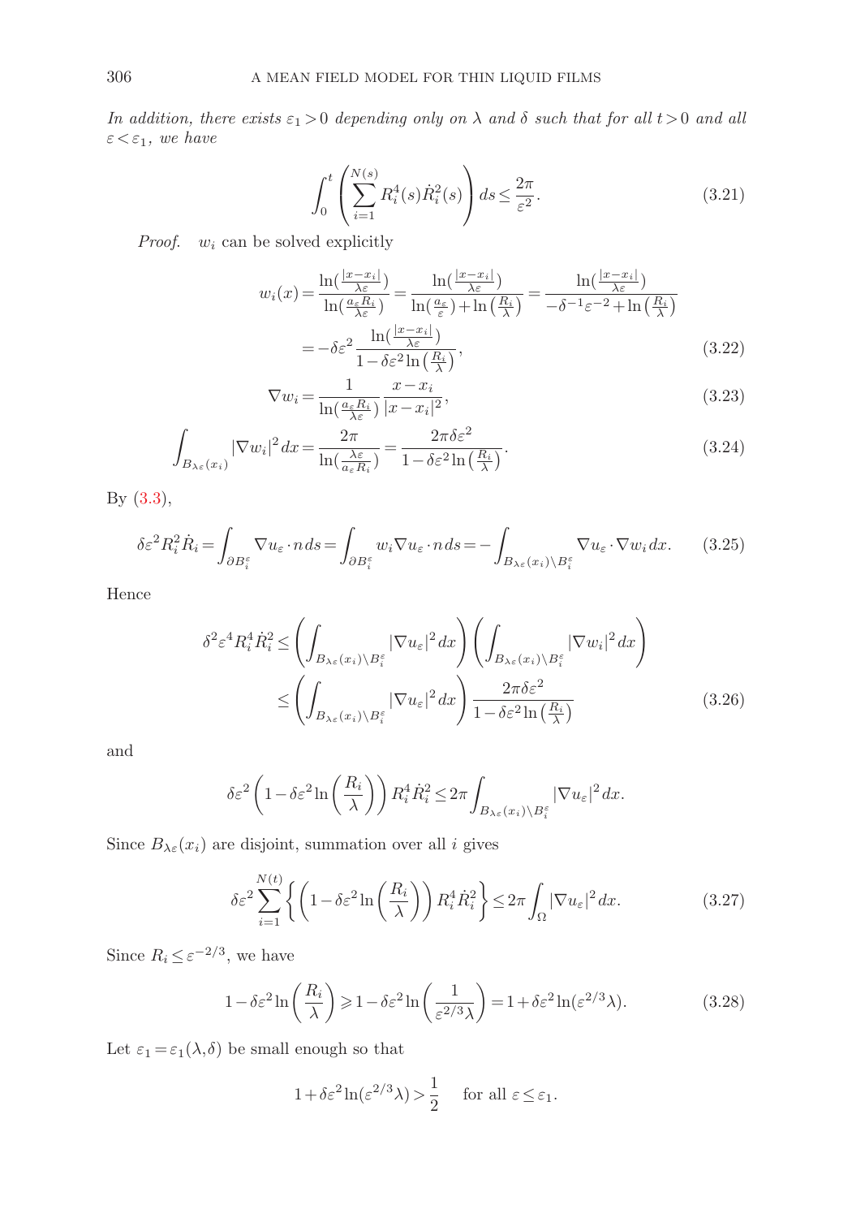*In addition, there exists $\varepsilon_1 > 0$ depending only on $\lambda$ and $\delta$ such that for all $t > 0$ and all $\varepsilon < \varepsilon_1$, we have*

$$\int_0^t \left( \sum_{i=1}^{N(s)} R_i^4(s) \dot{R}_i^2(s) \right) ds \leq \frac{2\pi}{\varepsilon^2}. \tag{3.21}$$

*Proof.* $w_i$ can be solved explicitly

$$w_i(x) = \frac{\ln\left(\frac{|x-x_i|}{\lambda\varepsilon}\right)}{\ln\left(\frac{a_\varepsilon R_i}{\lambda\varepsilon}\right)} = \frac{\ln\left(\frac{|x-x_i|}{\lambda\varepsilon}\right)}{\ln\left(\frac{a_\varepsilon}{\varepsilon}\right) + \ln\left(\frac{R_i}{\lambda}\right)} = \frac{\ln\left(\frac{|x-x_i|}{\lambda\varepsilon}\right)}{-\delta^{-1}\varepsilon^{-2} + \ln\left(\frac{R_i}{\lambda}\right)}$$

$$= -\delta\varepsilon^2 \frac{\ln\left(\frac{|x-x_i|}{\lambda\varepsilon}\right)}{1 - \delta\varepsilon^2 \ln\left(\frac{R_i}{\lambda}\right)}, \tag{3.22}$$

$$\nabla w_i = \frac{1}{\ln\left(\frac{a_\varepsilon R_i}{\lambda\varepsilon}\right)} \frac{x - x_i}{|x - x_i|^2}, \tag{3.23}$$

$$\int_{B_{\lambda\varepsilon}(x_i)} |\nabla w_i|^2 \, dx = \frac{2\pi}{\ln\left(\frac{\lambda\varepsilon}{a_\varepsilon R_i}\right)} = \frac{2\pi\delta\varepsilon^2}{1 - \delta\varepsilon^2 \ln\left(\frac{R_i}{\lambda}\right)}. \tag{3.24}$$

By (3.3),

$$\delta\varepsilon^2 R_i^2 \dot{R}_i = \int_{\partial B_i^\varepsilon} \nabla u_\varepsilon \cdot n \, ds = \int_{\partial B_i^\varepsilon} w_i \nabla u_\varepsilon \cdot n \, ds = -\int_{B_{\lambda\varepsilon}(x_i) \setminus B_i^\varepsilon} \nabla u_\varepsilon \cdot \nabla w_i \, dx. \tag{3.25}$$

Hence

$$\delta^2\varepsilon^4 R_i^4 \dot{R}_i^2 \leq \left( \int_{B_{\lambda\varepsilon}(x_i) \setminus B_i^\varepsilon} |\nabla u_\varepsilon|^2 \, dx \right) \left( \int_{B_{\lambda\varepsilon}(x_i) \setminus B_i^\varepsilon} |\nabla w_i|^2 \, dx \right)$$

$$\leq \left( \int_{B_{\lambda\varepsilon}(x_i) \setminus B_i^\varepsilon} |\nabla u_\varepsilon|^2 \, dx \right) \frac{2\pi\delta\varepsilon^2}{1 - \delta\varepsilon^2 \ln\left(\frac{R_i}{\lambda}\right)} \tag{3.26}$$

and

$$\delta\varepsilon^2 \left( 1 - \delta\varepsilon^2 \ln\left(\frac{R_i}{\lambda}\right) \right) R_i^4 \dot{R}_i^2 \leq 2\pi \int_{B_{\lambda\varepsilon}(x_i) \setminus B_i^\varepsilon} |\nabla u_\varepsilon|^2 \, dx.$$

Since $B_{\lambda\varepsilon}(x_i)$ are disjoint, summation over all $i$ gives

$$\delta\varepsilon^2 \sum_{i=1}^{N(t)} \left\{ \left( 1 - \delta\varepsilon^2 \ln\left(\frac{R_i}{\lambda}\right) \right) R_i^4 \dot{R}_i^2 \right\} \leq 2\pi \int_\Omega |\nabla u_\varepsilon|^2 \, dx. \tag{3.27}$$

Since $R_i \leq \varepsilon^{-2/3}$, we have

$$1 - \delta\varepsilon^2 \ln\left(\frac{R_i}{\lambda}\right) \geqslant 1 - \delta\varepsilon^2 \ln\left(\frac{1}{\varepsilon^{2/3}\lambda}\right) = 1 + \delta\varepsilon^2 \ln(\varepsilon^{2/3}\lambda). \tag{3.28}$$

Let $\varepsilon_1 = \varepsilon_1(\lambda, \delta)$ be small enough so that

$$1 + \delta\varepsilon^2 \ln(\varepsilon^{2/3}\lambda) > \frac{1}{2} \quad \text{for all } \varepsilon \leq \varepsilon_1.$$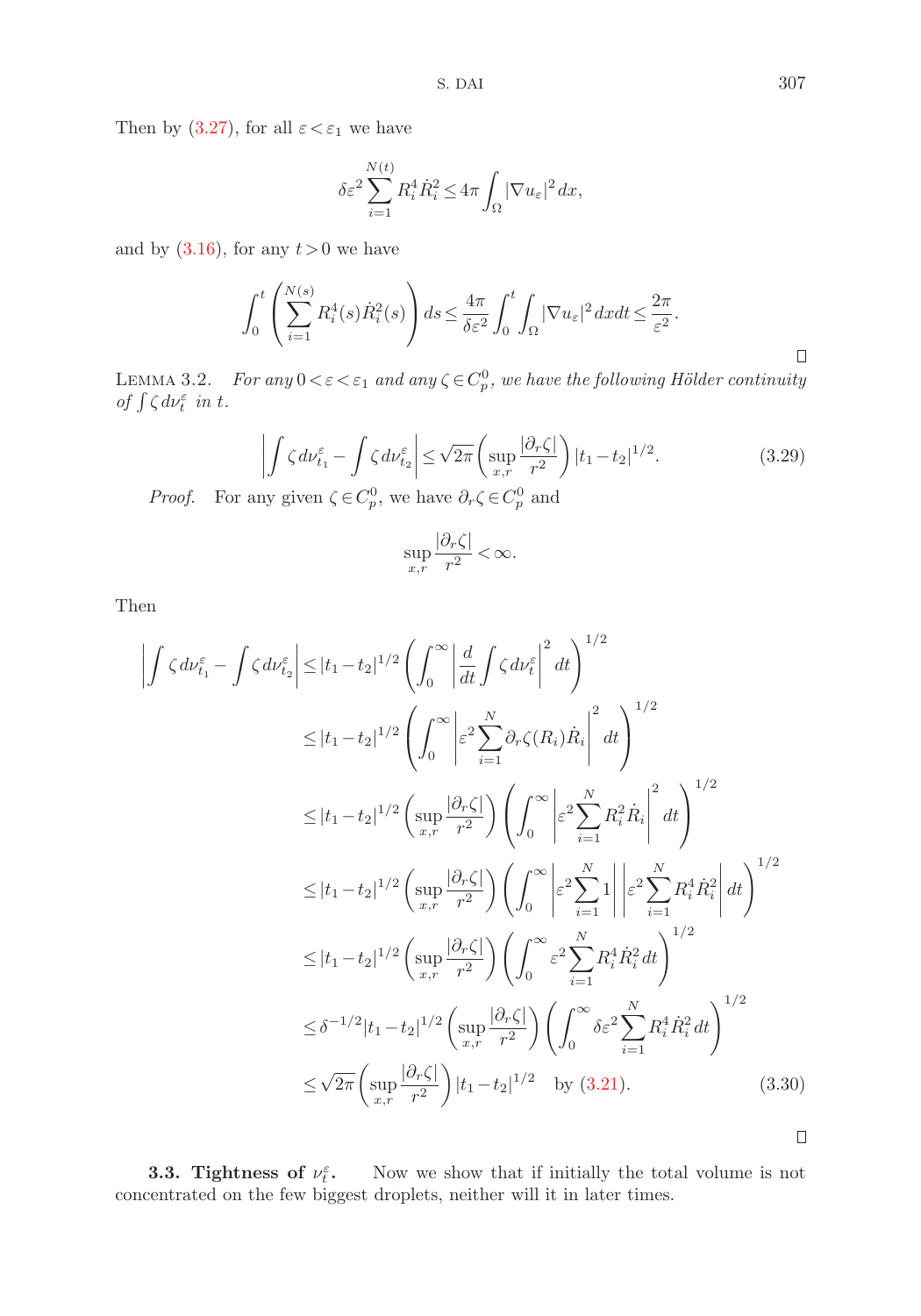Then by (3.27), for all $\varepsilon < \varepsilon_1$ we have

$$\delta\varepsilon^2 \sum_{i=1}^{N(t)} R_i^4 \dot{R}_i^2 \le 4\pi \int_\Omega |\nabla u_\varepsilon|^2 \, dx,$$

and by (3.16), for any $t > 0$ we have

$$\int_0^t \left( \sum_{i=1}^{N(s)} R_i^4(s) \dot{R}_i^2(s) \right) ds \le \frac{4\pi}{\delta\varepsilon^2} \int_0^t \int_\Omega |\nabla u_\varepsilon|^2 \, dx dt \le \frac{2\pi}{\varepsilon^2}.$$

□

LEMMA 3.2. *For any $0 < \varepsilon < \varepsilon_1$ and any $\zeta \in C_p^0$, we have the following Hölder continuity of $\int \zeta \, d\nu_t^\varepsilon$ in $t$.*

$$\left| \int \zeta \, d\nu_{t_1}^\varepsilon - \int \zeta \, d\nu_{t_2}^\varepsilon \right| \le \sqrt{2\pi} \left( \sup_{x,r} \frac{|\partial_r \zeta|}{r^2} \right) |t_1 - t_2|^{1/2}. \tag{3.29}$$

*Proof.* For any given $\zeta \in C_p^0$, we have $\partial_r \zeta \in C_p^0$ and

$$\sup_{x,r} \frac{|\partial_r \zeta|}{r^2} < \infty.$$

Then

$$\begin{aligned}
\left| \int \zeta \, d\nu_{t_1}^\varepsilon - \int \zeta \, d\nu_{t_2}^\varepsilon \right| &\le |t_1 - t_2|^{1/2} \left( \int_0^\infty \left| \frac{d}{dt} \int \zeta \, d\nu_t^\varepsilon \right|^2 dt \right)^{1/2} \\
&\le |t_1 - t_2|^{1/2} \left( \int_0^\infty \left| \varepsilon^2 \sum_{i=1}^N \partial_r \zeta(R_i) \dot{R}_i \right|^2 dt \right)^{1/2} \\
&\le |t_1 - t_2|^{1/2} \left( \sup_{x,r} \frac{|\partial_r \zeta|}{r^2} \right) \left( \int_0^\infty \left| \varepsilon^2 \sum_{i=1}^N R_i^2 \dot{R}_i \right|^2 dt \right)^{1/2} \\
&\le |t_1 - t_2|^{1/2} \left( \sup_{x,r} \frac{|\partial_r \zeta|}{r^2} \right) \left( \int_0^\infty \left| \varepsilon^2 \sum_{i=1}^N 1 \right| \left| \varepsilon^2 \sum_{i=1}^N R_i^4 \dot{R}_i^2 \right| dt \right)^{1/2} \\
&\le |t_1 - t_2|^{1/2} \left( \sup_{x,r} \frac{|\partial_r \zeta|}{r^2} \right) \left( \int_0^\infty \varepsilon^2 \sum_{i=1}^N R_i^4 \dot{R}_i^2 \, dt \right)^{1/2} \\
&\le \delta^{-1/2} |t_1 - t_2|^{1/2} \left( \sup_{x,r} \frac{|\partial_r \zeta|}{r^2} \right) \left( \int_0^\infty \delta\varepsilon^2 \sum_{i=1}^N R_i^4 \dot{R}_i^2 \, dt \right)^{1/2} \\
&\le \sqrt{2\pi} \left( \sup_{x,r} \frac{|\partial_r \zeta|}{r^2} \right) |t_1 - t_2|^{1/2} \quad \text{by (3.21)}.
\end{aligned} \tag{3.30}$$

□

**3.3. Tightness of $\nu_t^\varepsilon$.** Now we show that if initially the total volume is not concentrated on the few biggest droplets, neither will it in later times.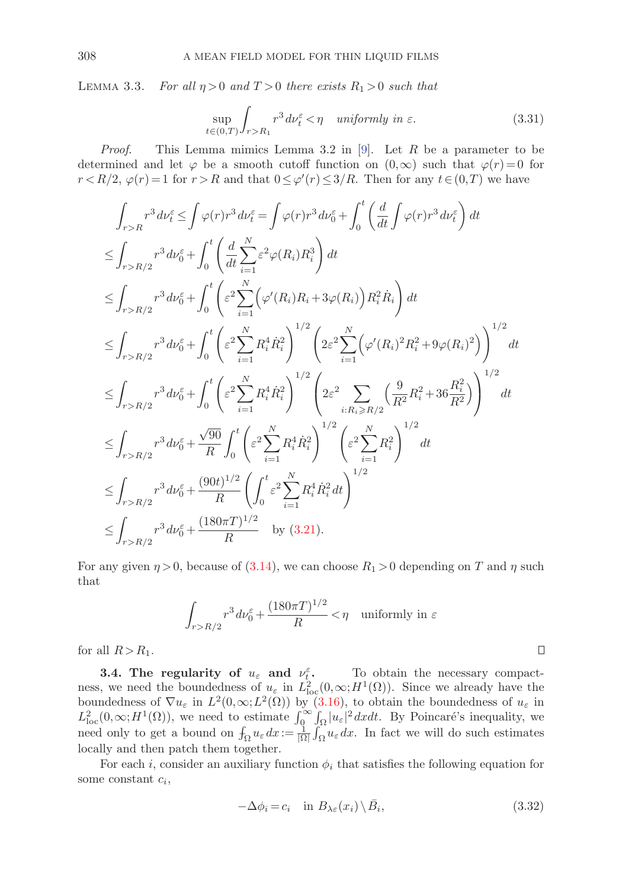LEMMA 3.3. *For all $\eta > 0$ and $T > 0$ there exists $R_1 > 0$ such that*

$$\sup_{t \in (0,T)} \int_{r > R_1} r^3 \, d\nu_t^\varepsilon < \eta \quad \text{uniformly in } \varepsilon. \tag{3.31}$$

*Proof.* This Lemma mimics Lemma 3.2 in [9]. Let $R$ be a parameter to be determined and let $\varphi$ be a smooth cutoff function on $(0,\infty)$ such that $\varphi(r) = 0$ for $r < R/2$, $\varphi(r) = 1$ for $r > R$ and that $0 \le \varphi'(r) \le 3/R$. Then for any $t \in (0,T)$ we have

$$\begin{aligned}
&\int_{r>R} r^3 \, d\nu_t^\varepsilon \le \int \varphi(r) r^3 \, d\nu_t^\varepsilon = \int \varphi(r) r^3 \, d\nu_0^\varepsilon + \int_0^t \left( \frac{d}{dt} \int \varphi(r) r^3 \, d\nu_t^\varepsilon \right) dt \\
&\le \int_{r>R/2} r^3 \, d\nu_0^\varepsilon + \int_0^t \left( \frac{d}{dt} \sum_{i=1}^N \varepsilon^2 \varphi(R_i) R_i^3 \right) dt \\
&\le \int_{r>R/2} r^3 \, d\nu_0^\varepsilon + \int_0^t \left( \varepsilon^2 \sum_{i=1}^N \Big( \varphi'(R_i) R_i + 3\varphi(R_i) \Big) R_i^2 \dot{R}_i \right) dt \\
&\le \int_{r>R/2} r^3 \, d\nu_0^\varepsilon + \int_0^t \left( \varepsilon^2 \sum_{i=1}^N R_i^4 \dot{R}_i^2 \right)^{1/2} \left( 2\varepsilon^2 \sum_{i=1}^N \Big( \varphi'(R_i)^2 R_i^2 + 9\varphi(R_i)^2 \Big) \right)^{1/2} dt \\
&\le \int_{r>R/2} r^3 \, d\nu_0^\varepsilon + \int_0^t \left( \varepsilon^2 \sum_{i=1}^N R_i^4 \dot{R}_i^2 \right)^{1/2} \left( 2\varepsilon^2 \sum_{i: R_i \geqslant R/2} \Big( \frac{9}{R^2} R_i^2 + 36 \frac{R_i^2}{R^2} \Big) \right)^{1/2} dt \\
&\le \int_{r>R/2} r^3 \, d\nu_0^\varepsilon + \frac{\sqrt{90}}{R} \int_0^t \left( \varepsilon^2 \sum_{i=1}^N R_i^4 \dot{R}_i^2 \right)^{1/2} \left( \varepsilon^2 \sum_{i=1}^N R_i^2 \right)^{1/2} dt \\
&\le \int_{r>R/2} r^3 \, d\nu_0^\varepsilon + \frac{(90t)^{1/2}}{R} \left( \int_0^t \varepsilon^2 \sum_{i=1}^N R_i^4 \dot{R}_i^2 \, dt \right)^{1/2} \\
&\le \int_{r>R/2} r^3 \, d\nu_0^\varepsilon + \frac{(180\pi T)^{1/2}}{R} \quad \text{by (3.21)}.
\end{aligned}$$

For any given $\eta > 0$, because of (3.14), we can choose $R_1 > 0$ depending on $T$ and $\eta$ such that

$$\int_{r>R/2} r^3 \, d\nu_0^\varepsilon + \frac{(180\pi T)^{1/2}}{R} < \eta \quad \text{uniformly in } \varepsilon$$

for all $R > R_1$. □

**3.4. The regularity of $u_\varepsilon$ and $\nu_t^\varepsilon$.** To obtain the necessary compactness, we need the boundedness of $u_\varepsilon$ in $L^2_{\text{loc}}(0,\infty;H^1(\Omega))$. Since we already have the boundedness of $\nabla u_\varepsilon$ in $L^2(0,\infty;L^2(\Omega))$ by (3.16), to obtain the boundedness of $u_\varepsilon$ in $L^2_{\text{loc}}(0,\infty;H^1(\Omega))$, we need to estimate $\int_0^\infty \int_\Omega |u_\varepsilon|^2 \, dx dt$. By Poincaré's inequality, we need only to get a bound on $⨍_\Omega u_\varepsilon \, dx := \frac{1}{|\Omega|} \int_\Omega u_\varepsilon \, dx$. In fact we will do such estimates locally and then patch them together.

For each $i$, consider an auxiliary function $\phi_i$ that satisfies the following equation for some constant $c_i$,

$$-\Delta \phi_i = c_i \quad \text{in } B_{\lambda\varepsilon}(x_i) \setminus \bar{B}_i, \tag{3.32}$$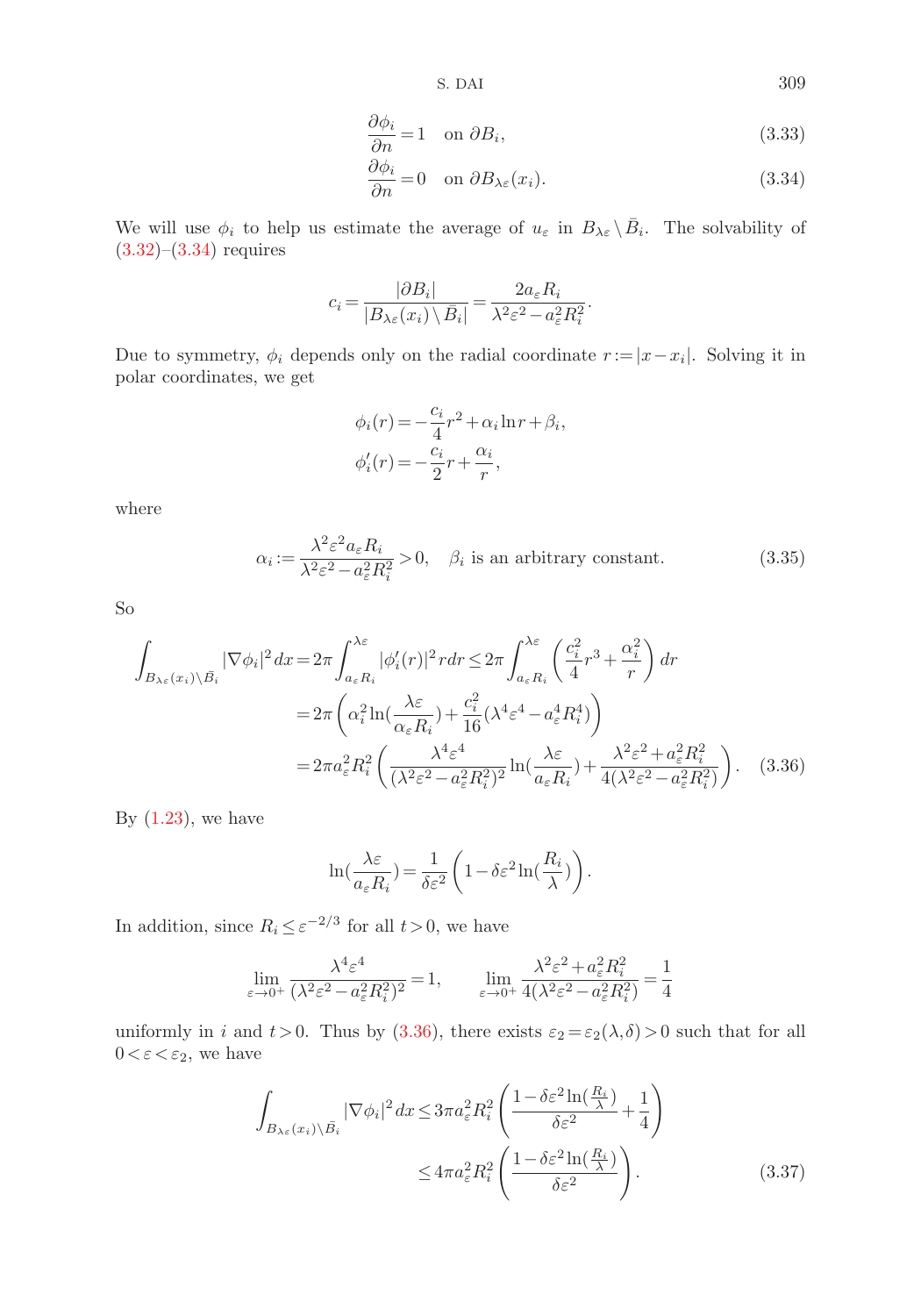$$\frac{\partial \phi_i}{\partial n} = 1 \quad \text{on } \partial B_i, \tag{3.33}$$

$$\frac{\partial \phi_i}{\partial n} = 0 \quad \text{on } \partial B_{\lambda\varepsilon}(x_i). \tag{3.34}$$

We will use $\phi_i$ to help us estimate the average of $u_\varepsilon$ in $B_{\lambda\varepsilon} \setminus \bar{B}_i$. The solvability of (3.32)–(3.34) requires

$$c_i = \frac{|\partial B_i|}{|B_{\lambda\varepsilon}(x_i) \setminus \bar{B}_i|} = \frac{2a_\varepsilon R_i}{\lambda^2\varepsilon^2 - a_\varepsilon^2 R_i^2}.$$

Due to symmetry, $\phi_i$ depends only on the radial coordinate $r := |x - x_i|$. Solving it in polar coordinates, we get

$$\phi_i(r) = -\frac{c_i}{4}r^2 + \alpha_i \ln r + \beta_i,$$
$$\phi_i'(r) = -\frac{c_i}{2}r + \frac{\alpha_i}{r},$$

where

$$\alpha_i := \frac{\lambda^2\varepsilon^2 a_\varepsilon R_i}{\lambda^2\varepsilon^2 - a_\varepsilon^2 R_i^2} > 0, \quad \beta_i \text{ is an arbitrary constant.} \tag{3.35}$$

So

$$\begin{aligned}
\int_{B_{\lambda\varepsilon}(x_i)\setminus\bar{B}_i} |\nabla\phi_i|^2\,dx &= 2\pi\int_{a_\varepsilon R_i}^{\lambda\varepsilon} |\phi_i'(r)|^2 r\,dr \le 2\pi\int_{a_\varepsilon R_i}^{\lambda\varepsilon}\left(\frac{c_i^2}{4}r^3 + \frac{\alpha_i^2}{r}\right)dr \\
&= 2\pi\left(\alpha_i^2 \ln(\frac{\lambda\varepsilon}{\alpha_\varepsilon R_i}) + \frac{c_i^2}{16}(\lambda^4\varepsilon^4 - a_\varepsilon^4 R_i^4)\right) \\
&= 2\pi a_\varepsilon^2 R_i^2\left(\frac{\lambda^4\varepsilon^4}{(\lambda^2\varepsilon^2 - a_\varepsilon^2 R_i^2)^2}\ln(\frac{\lambda\varepsilon}{a_\varepsilon R_i}) + \frac{\lambda^2\varepsilon^2 + a_\varepsilon^2 R_i^2}{4(\lambda^2\varepsilon^2 - a_\varepsilon^2 R_i^2)}\right).
\end{aligned} \tag{3.36}$$

By (1.23), we have

$$\ln(\frac{\lambda\varepsilon}{a_\varepsilon R_i}) = \frac{1}{\delta\varepsilon^2}\left(1 - \delta\varepsilon^2 \ln(\frac{R_i}{\lambda})\right).$$

In addition, since $R_i \le \varepsilon^{-2/3}$ for all $t > 0$, we have

$$\lim_{\varepsilon\to 0^+}\frac{\lambda^4\varepsilon^4}{(\lambda^2\varepsilon^2 - a_\varepsilon^2 R_i^2)^2} = 1, \qquad \lim_{\varepsilon\to 0^+}\frac{\lambda^2\varepsilon^2 + a_\varepsilon^2 R_i^2}{4(\lambda^2\varepsilon^2 - a_\varepsilon^2 R_i^2)} = \frac{1}{4}$$

uniformly in $i$ and $t > 0$. Thus by (3.36), there exists $\varepsilon_2 = \varepsilon_2(\lambda, \delta) > 0$ such that for all $0 < \varepsilon < \varepsilon_2$, we have

$$\begin{aligned}
\int_{B_{\lambda\varepsilon}(x_i)\setminus\bar{B}_i} |\nabla\phi_i|^2\,dx &\le 3\pi a_\varepsilon^2 R_i^2\left(\frac{1 - \delta\varepsilon^2\ln(\frac{R_i}{\lambda})}{\delta\varepsilon^2} + \frac{1}{4}\right) \\
&\le 4\pi a_\varepsilon^2 R_i^2\left(\frac{1 - \delta\varepsilon^2\ln(\frac{R_i}{\lambda})}{\delta\varepsilon^2}\right).
\end{aligned} \tag{3.37}$$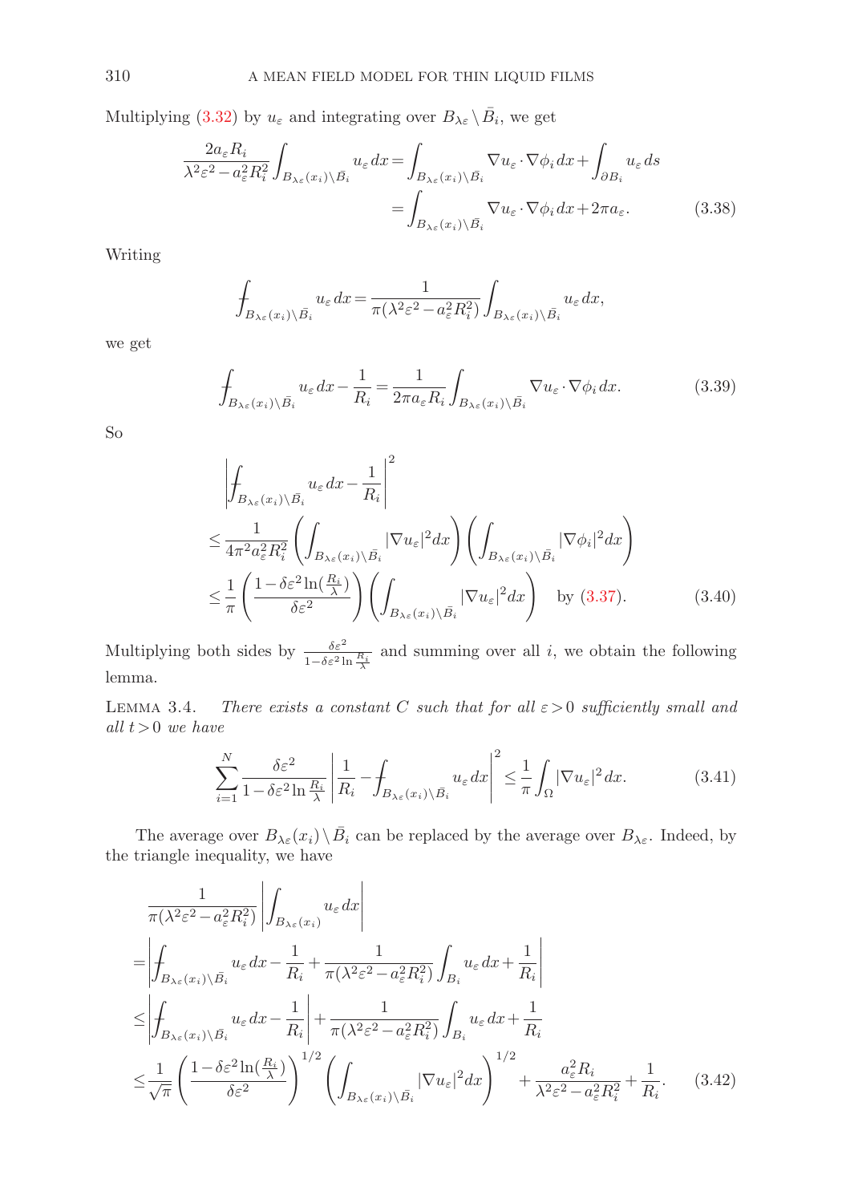Multiplying (3.32) by $u_\varepsilon$ and integrating over $B_{\lambda\varepsilon}\setminus\bar{B}_i$, we get

$$
\begin{aligned}
\frac{2a_\varepsilon R_i}{\lambda^2\varepsilon^2-a_\varepsilon^2R_i^2}\int_{B_{\lambda\varepsilon}(x_i)\setminus\bar{B}_i}u_\varepsilon\,dx &= \int_{B_{\lambda\varepsilon}(x_i)\setminus\bar{B}_i}\nabla u_\varepsilon\cdot\nabla\phi_i\,dx+\int_{\partial B_i}u_\varepsilon\,ds\\
&=\int_{B_{\lambda\varepsilon}(x_i)\setminus\bar{B}_i}\nabla u_\varepsilon\cdot\nabla\phi_i\,dx+2\pi a_\varepsilon. \qquad (3.38)
\end{aligned}
$$

Writing

$$
\fint_{B_{\lambda\varepsilon}(x_i)\setminus\bar{B}_i}u_\varepsilon\,dx=\frac{1}{\pi(\lambda^2\varepsilon^2-a_\varepsilon^2R_i^2)}\int_{B_{\lambda\varepsilon}(x_i)\setminus\bar{B}_i}u_\varepsilon\,dx,
$$

we get

$$
\fint_{B_{\lambda\varepsilon}(x_i)\setminus\bar{B}_i}u_\varepsilon\,dx-\frac{1}{R_i}=\frac{1}{2\pi a_\varepsilon R_i}\int_{B_{\lambda\varepsilon}(x_i)\setminus\bar{B}_i}\nabla u_\varepsilon\cdot\nabla\phi_i\,dx. \qquad (3.39)
$$

So

$$
\begin{aligned}
&\left|\fint_{B_{\lambda\varepsilon}(x_i)\setminus\bar{B}_i}u_\varepsilon\,dx-\frac{1}{R_i}\right|^2\\
&\le\frac{1}{4\pi^2a_\varepsilon^2R_i^2}\left(\int_{B_{\lambda\varepsilon}(x_i)\setminus\bar{B}_i}|\nabla u_\varepsilon|^2dx\right)\left(\int_{B_{\lambda\varepsilon}(x_i)\setminus\bar{B}_i}|\nabla\phi_i|^2dx\right)\\
&\le\frac{1}{\pi}\left(\frac{1-\delta\varepsilon^2\ln(\frac{R_i}{\lambda})}{\delta\varepsilon^2}\right)\left(\int_{B_{\lambda\varepsilon}(x_i)\setminus\bar{B}_i}|\nabla u_\varepsilon|^2dx\right)\quad\text{by (3.37).} \qquad (3.40)
\end{aligned}
$$

Multiplying both sides by $\frac{\delta\varepsilon^2}{1-\delta\varepsilon^2\ln\frac{R_i}{\lambda}}$ and summing over all $i$, we obtain the following lemma.

**Lemma 3.4.** *There exists a constant $C$ such that for all $\varepsilon>0$ sufficiently small and all $t>0$ we have*

$$
\sum_{i=1}^N\frac{\delta\varepsilon^2}{1-\delta\varepsilon^2\ln\frac{R_i}{\lambda}}\left|\frac{1}{R_i}-\fint_{B_{\lambda\varepsilon}(x_i)\setminus\bar{B}_i}u_\varepsilon\,dx\right|^2\le\frac{1}{\pi}\int_\Omega|\nabla u_\varepsilon|^2\,dx. \qquad (3.41)
$$

The average over $B_{\lambda\varepsilon}(x_i)\setminus\bar{B}_i$ can be replaced by the average over $B_{\lambda\varepsilon}$. Indeed, by the triangle inequality, we have

$$
\begin{aligned}
&\frac{1}{\pi(\lambda^2\varepsilon^2-a_\varepsilon^2R_i^2)}\left|\int_{B_{\lambda\varepsilon}(x_i)}u_\varepsilon\,dx\right|\\
&=\left|\fint_{B_{\lambda\varepsilon}(x_i)\setminus\bar{B}_i}u_\varepsilon\,dx-\frac{1}{R_i}+\frac{1}{\pi(\lambda^2\varepsilon^2-a_\varepsilon^2R_i^2)}\int_{B_i}u_\varepsilon\,dx+\frac{1}{R_i}\right|\\
&\le\left|\fint_{B_{\lambda\varepsilon}(x_i)\setminus\bar{B}_i}u_\varepsilon\,dx-\frac{1}{R_i}\right|+\frac{1}{\pi(\lambda^2\varepsilon^2-a_\varepsilon^2R_i^2)}\int_{B_i}u_\varepsilon\,dx+\frac{1}{R_i}\\
&\le\frac{1}{\sqrt{\pi}}\left(\frac{1-\delta\varepsilon^2\ln(\frac{R_i}{\lambda})}{\delta\varepsilon^2}\right)^{1/2}\left(\int_{B_{\lambda\varepsilon}(x_i)\setminus\bar{B}_i}|\nabla u_\varepsilon|^2dx\right)^{1/2}+\frac{a_\varepsilon^2R_i}{\lambda^2\varepsilon^2-a_\varepsilon^2R_i^2}+\frac{1}{R_i}. \qquad (3.42)
\end{aligned}
$$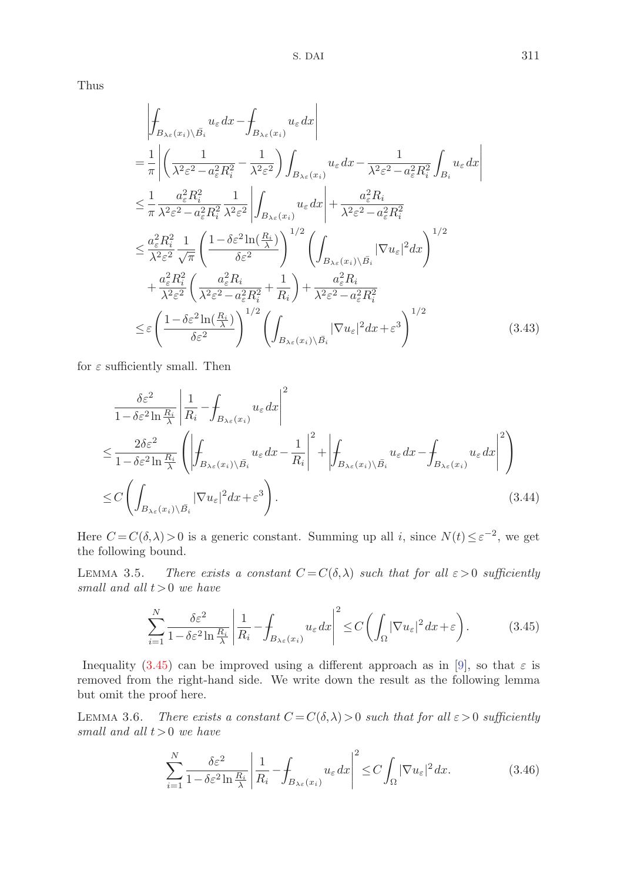Thus

$$
\begin{aligned}
&\left| \fint_{B_{\lambda\varepsilon}(x_i)\setminus \bar{B}_i} u_\varepsilon\, dx - \fint_{B_{\lambda\varepsilon}(x_i)} u_\varepsilon\, dx \right| \\
&= \frac{1}{\pi} \left| \left( \frac{1}{\lambda^2\varepsilon^2 - a_\varepsilon^2 R_i^2} - \frac{1}{\lambda^2\varepsilon^2} \right) \int_{B_{\lambda\varepsilon}(x_i)} u_\varepsilon\, dx - \frac{1}{\lambda^2\varepsilon^2 - a_\varepsilon^2 R_i^2} \int_{B_i} u_\varepsilon\, dx \right| \\
&\le \frac{1}{\pi} \frac{a_\varepsilon^2 R_i^2}{\lambda^2\varepsilon^2 - a_\varepsilon^2 R_i^2} \frac{1}{\lambda^2\varepsilon^2} \left| \int_{B_{\lambda\varepsilon}(x_i)} u_\varepsilon\, dx \right| + \frac{a_\varepsilon^2 R_i}{\lambda^2\varepsilon^2 - a_\varepsilon^2 R_i^2} \\
&\le \frac{a_\varepsilon^2 R_i^2}{\lambda^2\varepsilon^2} \frac{1}{\sqrt{\pi}} \left( \frac{1 - \delta\varepsilon^2 \ln(\frac{R_i}{\lambda})}{\delta\varepsilon^2} \right)^{1/2} \left( \int_{B_{\lambda\varepsilon}(x_i)\setminus \bar{B}_i} |\nabla u_\varepsilon|^2 dx \right)^{1/2} \\
&\quad + \frac{a_\varepsilon^2 R_i^2}{\lambda^2\varepsilon^2} \left( \frac{a_\varepsilon^2 R_i}{\lambda^2\varepsilon^2 - a_\varepsilon^2 R_i^2} + \frac{1}{R_i} \right) + \frac{a_\varepsilon^2 R_i}{\lambda^2\varepsilon^2 - a_\varepsilon^2 R_i^2} \\
&\le \varepsilon \left( \frac{1 - \delta\varepsilon^2 \ln(\frac{R_i}{\lambda})}{\delta\varepsilon^2} \right)^{1/2} \left( \int_{B_{\lambda\varepsilon}(x_i)\setminus \bar{B}_i} |\nabla u_\varepsilon|^2 dx + \varepsilon^3 \right)^{1/2}
\end{aligned}
\tag{3.43}
$$

for $\varepsilon$ sufficiently small. Then

$$
\begin{aligned}
&\frac{\delta\varepsilon^2}{1 - \delta\varepsilon^2 \ln\frac{R_i}{\lambda}} \left| \frac{1}{R_i} - \fint_{B_{\lambda\varepsilon}(x_i)} u_\varepsilon\, dx \right|^2 \\
&\le \frac{2\delta\varepsilon^2}{1 - \delta\varepsilon^2 \ln\frac{R_i}{\lambda}} \left( \left| \fint_{B_{\lambda\varepsilon}(x_i)\setminus \bar{B}_i} u_\varepsilon\, dx - \frac{1}{R_i} \right|^2 + \left| \fint_{B_{\lambda\varepsilon}(x_i)\setminus \bar{B}_i} u_\varepsilon\, dx - \fint_{B_{\lambda\varepsilon}(x_i)} u_\varepsilon\, dx \right|^2 \right) \\
&\le C \left( \int_{B_{\lambda\varepsilon}(x_i)\setminus \bar{B}_i} |\nabla u_\varepsilon|^2 dx + \varepsilon^3 \right).
\end{aligned}
\tag{3.44}
$$

Here $C = C(\delta, \lambda) > 0$ is a generic constant. Summing up all $i$, since $N(t) \le \varepsilon^{-2}$, we get the following bound.

Lemma 3.5. *There exists a constant $C = C(\delta, \lambda)$ such that for all $\varepsilon > 0$ sufficiently small and all $t > 0$ we have*

$$
\sum_{i=1}^{N} \frac{\delta\varepsilon^2}{1 - \delta\varepsilon^2 \ln\frac{R_i}{\lambda}} \left| \frac{1}{R_i} - \fint_{B_{\lambda\varepsilon}(x_i)} u_\varepsilon\, dx \right|^2 \le C \left( \int_\Omega |\nabla u_\varepsilon|^2 dx + \varepsilon \right).
\tag{3.45}
$$

Inequality (3.45) can be improved using a different approach as in [9], so that $\varepsilon$ is removed from the right-hand side. We write down the result as the following lemma but omit the proof here.

Lemma 3.6. *There exists a constant $C = C(\delta, \lambda) > 0$ such that for all $\varepsilon > 0$ sufficiently small and all $t > 0$ we have*

$$
\sum_{i=1}^{N} \frac{\delta\varepsilon^2}{1 - \delta\varepsilon^2 \ln\frac{R_i}{\lambda}} \left| \frac{1}{R_i} - \fint_{B_{\lambda\varepsilon}(x_i)} u_\varepsilon\, dx \right|^2 \le C \int_\Omega |\nabla u_\varepsilon|^2 dx.
\tag{3.46}
$$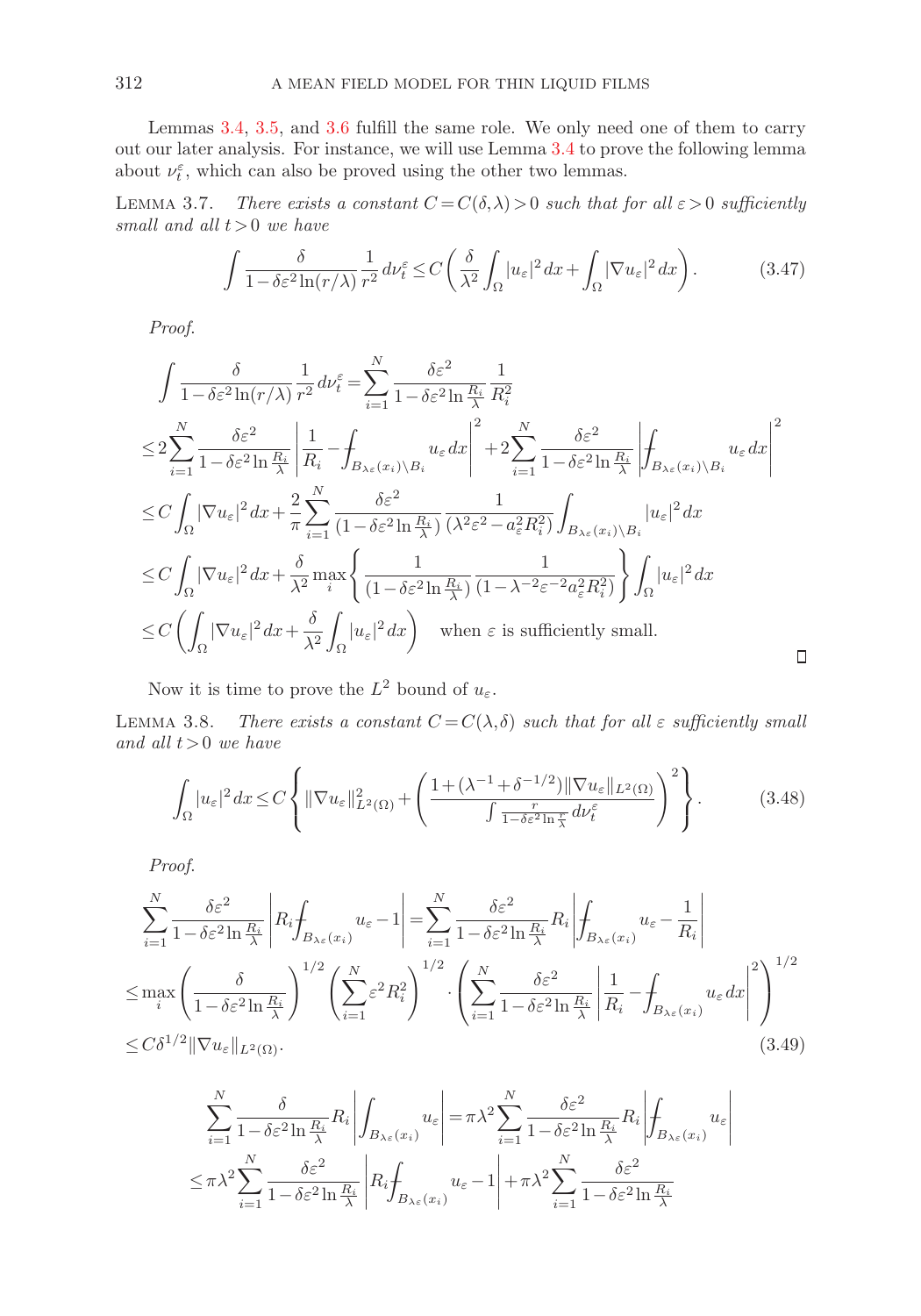Lemmas 3.4, 3.5, and 3.6 fulfill the same role. We only need one of them to carry out our later analysis. For instance, we will use Lemma 3.4 to prove the following lemma about $\nu_t^\varepsilon$, which can also be proved using the other two lemmas.

LEMMA 3.7. *There exists a constant $C = C(\delta,\lambda) > 0$ such that for all $\varepsilon > 0$ sufficiently small and all $t > 0$ we have*

$$\int \frac{\delta}{1-\delta\varepsilon^2\ln(r/\lambda)}\frac{1}{r^2}\,d\nu_t^\varepsilon \le C\left(\frac{\delta}{\lambda^2}\int_\Omega |u_\varepsilon|^2\,dx + \int_\Omega |\nabla u_\varepsilon|^2\,dx\right). \tag{3.47}$$

*Proof.*

$$\begin{aligned}
&\int \frac{\delta}{1-\delta\varepsilon^2\ln(r/\lambda)}\frac{1}{r^2}\,d\nu_t^\varepsilon = \sum_{i=1}^N \frac{\delta\varepsilon^2}{1-\delta\varepsilon^2\ln\frac{R_i}{\lambda}}\frac{1}{R_i^2}\\
&\le 2\sum_{i=1}^N \frac{\delta\varepsilon^2}{1-\delta\varepsilon^2\ln\frac{R_i}{\lambda}}\left|\frac{1}{R_i} - \fint_{B_{\lambda\varepsilon}(x_i)\setminus B_i} u_\varepsilon\,dx\right|^2 + 2\sum_{i=1}^N \frac{\delta\varepsilon^2}{1-\delta\varepsilon^2\ln\frac{R_i}{\lambda}}\left|\fint_{B_{\lambda\varepsilon}(x_i)\setminus B_i} u_\varepsilon\,dx\right|^2\\
&\le C\int_\Omega |\nabla u_\varepsilon|^2\,dx + \frac{2}{\pi}\sum_{i=1}^N \frac{\delta\varepsilon^2}{(1-\delta\varepsilon^2\ln\frac{R_i}{\lambda})}\frac{1}{(\lambda^2\varepsilon^2 - a_\varepsilon^2 R_i^2)}\int_{B_{\lambda\varepsilon}(x_i)\setminus B_i} |u_\varepsilon|^2\,dx\\
&\le C\int_\Omega |\nabla u_\varepsilon|^2\,dx + \frac{\delta}{\lambda^2}\max_i\left\{\frac{1}{(1-\delta\varepsilon^2\ln\frac{R_i}{\lambda})}\frac{1}{(1-\lambda^{-2}\varepsilon^{-2}a_\varepsilon^2 R_i^2)}\right\}\int_\Omega |u_\varepsilon|^2\,dx\\
&\le C\left(\int_\Omega |\nabla u_\varepsilon|^2\,dx + \frac{\delta}{\lambda^2}\int_\Omega |u_\varepsilon|^2\,dx\right) \quad \text{when } \varepsilon \text{ is sufficiently small.}
\end{aligned}$$

$\square$

Now it is time to prove the $L^2$ bound of $u_\varepsilon$.

LEMMA 3.8. *There exists a constant $C = C(\lambda,\delta)$ such that for all $\varepsilon$ sufficiently small and all $t > 0$ we have*

$$\int_\Omega |u_\varepsilon|^2\,dx \le C\left\{\|\nabla u_\varepsilon\|_{L^2(\Omega)}^2 + \left(\frac{1+(\lambda^{-1}+\delta^{-1/2})\|\nabla u_\varepsilon\|_{L^2(\Omega)}}{\int \frac{r}{1-\delta\varepsilon^2\ln\frac{r}{\lambda}}\,d\nu_t^\varepsilon}\right)^2\right\}. \tag{3.48}$$

*Proof.*

$$\begin{aligned}
&\sum_{i=1}^N \frac{\delta\varepsilon^2}{1-\delta\varepsilon^2\ln\frac{R_i}{\lambda}}\left|R_i\fint_{B_{\lambda\varepsilon}(x_i)} u_\varepsilon - 1\right| = \sum_{i=1}^N \frac{\delta\varepsilon^2}{1-\delta\varepsilon^2\ln\frac{R_i}{\lambda}}R_i\left|\fint_{B_{\lambda\varepsilon}(x_i)} u_\varepsilon - \frac{1}{R_i}\right|\\
&\le \max_i\left(\frac{\delta}{1-\delta\varepsilon^2\ln\frac{R_i}{\lambda}}\right)^{1/2}\left(\sum_{i=1}^N \varepsilon^2 R_i^2\right)^{1/2}\cdot\left(\sum_{i=1}^N \frac{\delta\varepsilon^2}{1-\delta\varepsilon^2\ln\frac{R_i}{\lambda}}\left|\frac{1}{R_i} - \fint_{B_{\lambda\varepsilon}(x_i)} u_\varepsilon\,dx\right|^2\right)^{1/2}\\
&\le C\delta^{1/2}\|\nabla u_\varepsilon\|_{L^2(\Omega)}.
\end{aligned} \tag{3.49}$$

$$\begin{aligned}
&\sum_{i=1}^N \frac{\delta}{1-\delta\varepsilon^2\ln\frac{R_i}{\lambda}}R_i\left|\int_{B_{\lambda\varepsilon}(x_i)} u_\varepsilon\right| = \pi\lambda^2\sum_{i=1}^N \frac{\delta\varepsilon^2}{1-\delta\varepsilon^2\ln\frac{R_i}{\lambda}}R_i\left|\fint_{B_{\lambda\varepsilon}(x_i)} u_\varepsilon\right|\\
&\le \pi\lambda^2\sum_{i=1}^N \frac{\delta\varepsilon^2}{1-\delta\varepsilon^2\ln\frac{R_i}{\lambda}}\left|R_i\fint_{B_{\lambda\varepsilon}(x_i)} u_\varepsilon - 1\right| + \pi\lambda^2\sum_{i=1}^N \frac{\delta\varepsilon^2}{1-\delta\varepsilon^2\ln\frac{R_i}{\lambda}}
\end{aligned}$$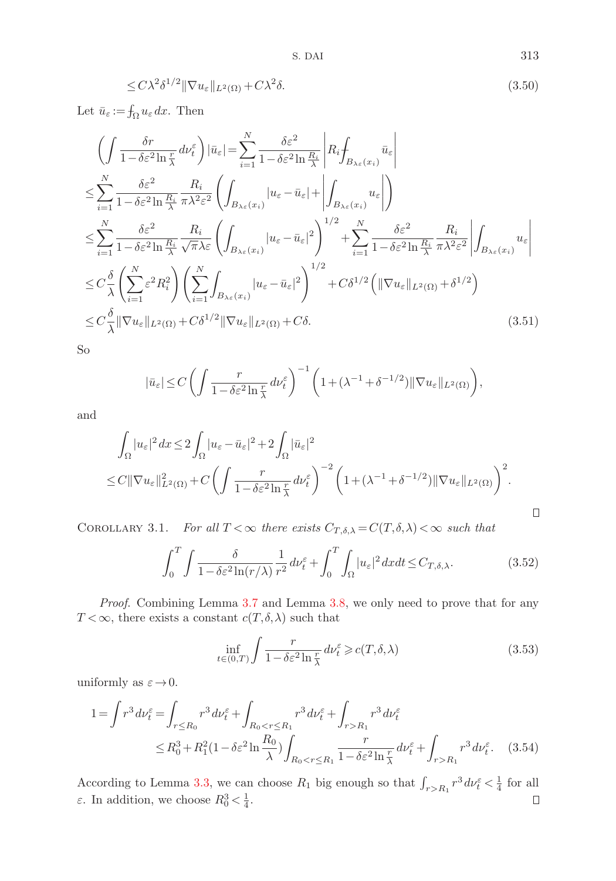$$\leq C\lambda^2\delta^{1/2}\|\nabla u_\varepsilon\|_{L^2(\Omega)}+C\lambda^2\delta. \tag{3.50}$$

Let $\bar{u}_\varepsilon := \fint_\Omega u_\varepsilon\,dx$. Then

$$\begin{aligned}
&\left(\int \frac{\delta r}{1-\delta\varepsilon^2\ln\frac{r}{\lambda}}\,d\nu_t^\varepsilon\right)|\bar{u}_\varepsilon| = \sum_{i=1}^N \frac{\delta\varepsilon^2}{1-\delta\varepsilon^2\ln\frac{R_i}{\lambda}}\left|R_i\fint_{B_{\lambda\varepsilon}(x_i)}\bar{u}_\varepsilon\right| \\
&\leq \sum_{i=1}^N \frac{\delta\varepsilon^2}{1-\delta\varepsilon^2\ln\frac{R_i}{\lambda}}\frac{R_i}{\pi\lambda^2\varepsilon^2}\left(\int_{B_{\lambda\varepsilon}(x_i)}|u_\varepsilon-\bar{u}_\varepsilon|+\left|\int_{B_{\lambda\varepsilon}(x_i)}u_\varepsilon\right|\right) \\
&\leq \sum_{i=1}^N \frac{\delta\varepsilon^2}{1-\delta\varepsilon^2\ln\frac{R_i}{\lambda}}\frac{R_i}{\sqrt{\pi}\lambda\varepsilon}\left(\int_{B_{\lambda\varepsilon}(x_i)}|u_\varepsilon-\bar{u}_\varepsilon|^2\right)^{1/2}+\sum_{i=1}^N \frac{\delta\varepsilon^2}{1-\delta\varepsilon^2\ln\frac{R_i}{\lambda}}\frac{R_i}{\pi\lambda^2\varepsilon^2}\left|\int_{B_{\lambda\varepsilon}(x_i)}u_\varepsilon\right| \\
&\leq C\frac{\delta}{\lambda}\left(\sum_{i=1}^N \varepsilon^2R_i^2\right)\left(\sum_{i=1}^N\int_{B_{\lambda\varepsilon}(x_i)}|u_\varepsilon-\bar{u}_\varepsilon|^2\right)^{1/2}+C\delta^{1/2}\left(\|\nabla u_\varepsilon\|_{L^2(\Omega)}+\delta^{1/2}\right) \\
&\leq C\frac{\delta}{\lambda}\|\nabla u_\varepsilon\|_{L^2(\Omega)}+C\delta^{1/2}\|\nabla u_\varepsilon\|_{L^2(\Omega)}+C\delta.
\end{aligned} \tag{3.51}$$

So

$$|\bar{u}_\varepsilon| \leq C\left(\int\frac{r}{1-\delta\varepsilon^2\ln\frac{r}{\lambda}}\,d\nu_t^\varepsilon\right)^{-1}\left(1+(\lambda^{-1}+\delta^{-1/2})\|\nabla u_\varepsilon\|_{L^2(\Omega)}\right),$$

and

$$\begin{aligned}
&\int_\Omega |u_\varepsilon|^2\,dx \leq 2\int_\Omega|u_\varepsilon-\bar{u}_\varepsilon|^2+2\int_\Omega|\bar{u}_\varepsilon|^2 \\
&\leq C\|\nabla u_\varepsilon\|^2_{L^2(\Omega)}+C\left(\int\frac{r}{1-\delta\varepsilon^2\ln\frac{r}{\lambda}}\,d\nu_t^\varepsilon\right)^{-2}\left(1+(\lambda^{-1}+\delta^{-1/2})\|\nabla u_\varepsilon\|_{L^2(\Omega)}\right)^2.
\end{aligned}$$

□

COROLLARY 3.1. *For all $T<\infty$ there exists $C_{T,\delta,\lambda}=C(T,\delta,\lambda)<\infty$ such that*

$$\int_0^T\int\frac{\delta}{1-\delta\varepsilon^2\ln(r/\lambda)}\frac{1}{r^2}\,d\nu_t^\varepsilon+\int_0^T\int_\Omega|u_\varepsilon|^2\,dx\,dt\leq C_{T,\delta,\lambda}. \tag{3.52}$$

*Proof.* Combining Lemma 3.7 and Lemma 3.8, we only need to prove that for any $T<\infty$, there exists a constant $c(T,\delta,\lambda)$ such that

$$\inf_{t\in(0,T)}\int\frac{r}{1-\delta\varepsilon^2\ln\frac{r}{\lambda}}\,d\nu_t^\varepsilon\geqslant c(T,\delta,\lambda) \tag{3.53}$$

uniformly as $\varepsilon\to 0$.

$$\begin{aligned}
1=\int r^3\,d\nu_t^\varepsilon &= \int_{r\leq R_0}r^3\,d\nu_t^\varepsilon+\int_{R_0<r\leq R_1}r^3\,d\nu_t^\varepsilon+\int_{r>R_1}r^3\,d\nu_t^\varepsilon \\
&\leq R_0^3+R_1^2(1-\delta\varepsilon^2\ln\frac{R_0}{\lambda})\int_{R_0<r\leq R_1}\frac{r}{1-\delta\varepsilon^2\ln\frac{r}{\lambda}}\,d\nu_t^\varepsilon+\int_{r>R_1}r^3\,d\nu_t^\varepsilon.
\end{aligned} \tag{3.54}$$

According to Lemma 3.3, we can choose $R_1$ big enough so that $\int_{r>R_1}r^3\,d\nu_t^\varepsilon<\frac{1}{4}$ for all $\varepsilon$. In addition, we choose $R_0^3<\frac{1}{4}$. □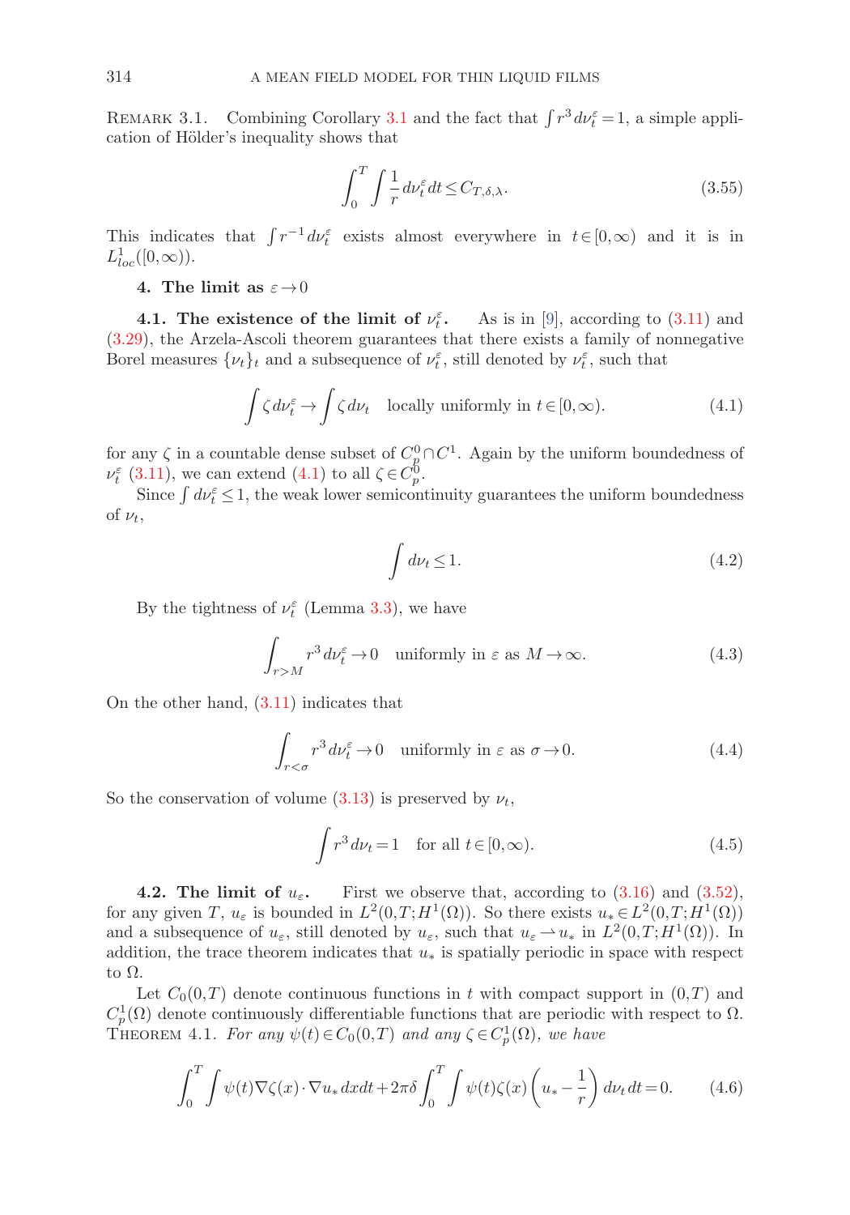Remark 3.1. Combining Corollary 3.1 and the fact that $\int r^3\, d\nu_t^\varepsilon = 1$, a simple application of Hölder's inequality shows that

$$\int_0^T \int \frac{1}{r}\, d\nu_t^\varepsilon\, dt \le C_{T,\delta,\lambda}. \tag{3.55}$$

This indicates that $\int r^{-1} d\nu_t^\varepsilon$ exists almost everywhere in $t \in [0,\infty)$ and it is in $L^1_{loc}([0,\infty))$.

## 4. The limit as $\varepsilon \to 0$

### 4.1. The existence of the limit of $\nu_t^\varepsilon$.

As is in [9], according to (3.11) and (3.29), the Arzela-Ascoli theorem guarantees that there exists a family of nonnegative Borel measures $\{\nu_t\}_t$ and a subsequence of $\nu_t^\varepsilon$, still denoted by $\nu_t^\varepsilon$, such that

$$\int \zeta\, d\nu_t^\varepsilon \to \int \zeta\, d\nu_t \quad \text{locally uniformly in } t \in [0,\infty). \tag{4.1}$$

for any $\zeta$ in a countable dense subset of $C_p^0 \cap C^1$. Again by the uniform boundedness of $\nu_t^\varepsilon$ (3.11), we can extend (4.1) to all $\zeta \in C_p^0$.

Since $\int d\nu_t^\varepsilon \le 1$, the weak lower semicontinuity guarantees the uniform boundedness of $\nu_t$,

$$\int d\nu_t \le 1. \tag{4.2}$$

By the tightness of $\nu_t^\varepsilon$ (Lemma 3.3), we have

$$\int_{r>M} r^3\, d\nu_t^\varepsilon \to 0 \quad \text{uniformly in } \varepsilon \text{ as } M \to \infty. \tag{4.3}$$

On the other hand, (3.11) indicates that

$$\int_{r<\sigma} r^3\, d\nu_t^\varepsilon \to 0 \quad \text{uniformly in } \varepsilon \text{ as } \sigma \to 0. \tag{4.4}$$

So the conservation of volume (3.13) is preserved by $\nu_t$,

$$\int r^3\, d\nu_t = 1 \quad \text{for all } t \in [0,\infty). \tag{4.5}$$

### 4.2. The limit of $u_\varepsilon$.

First we observe that, according to (3.16) and (3.52), for any given $T$, $u_\varepsilon$ is bounded in $L^2(0,T;H^1(\Omega))$. So there exists $u_* \in L^2(0,T;H^1(\Omega))$ and a subsequence of $u_\varepsilon$, still denoted by $u_\varepsilon$, such that $u_\varepsilon \rightharpoonup u_*$ in $L^2(0,T;H^1(\Omega))$. In addition, the trace theorem indicates that $u_*$ is spatially periodic in space with respect to $\Omega$.

Let $C_0(0,T)$ denote continuous functions in $t$ with compact support in $(0,T)$ and $C_p^1(\Omega)$ denote continuously differentiable functions that are periodic with respect to $\Omega$.

Theorem 4.1. *For any $\psi(t) \in C_0(0,T)$ and any $\zeta \in C_p^1(\Omega)$, we have*

$$\int_0^T \int \psi(t) \nabla\zeta(x) \cdot \nabla u_*\, dx dt + 2\pi\delta \int_0^T \int \psi(t)\zeta(x) \left(u_* - \frac{1}{r}\right) d\nu_t\, dt = 0. \tag{4.6}$$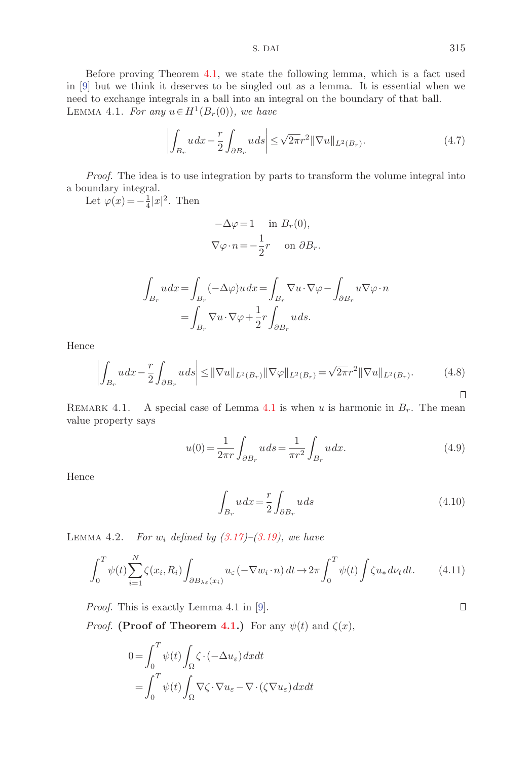Before proving Theorem 4.1, we state the following lemma, which is a fact used in [9] but we think it deserves to be singled out as a lemma. It is essential when we need to exchange integrals in a ball into an integral on the boundary of that ball.

LEMMA 4.1. *For any $u \in H^1(B_r(0))$, we have*

$$\left| \int_{B_r} u\,dx - \frac{r}{2}\int_{\partial B_r} u\,ds \right| \le \sqrt{2\pi} r^2 \|\nabla u\|_{L^2(B_r)}. \tag{4.7}$$

*Proof.* The idea is to use integration by parts to transform the volume integral into a boundary integral.

Let $\varphi(x) = -\frac{1}{4}|x|^2$. Then

$$-\Delta\varphi = 1 \quad \text{in } B_r(0),$$
$$\nabla\varphi\cdot n = -\frac{1}{2}r \quad \text{on } \partial B_r.$$

$$\int_{B_r} u\,dx = \int_{B_r} (-\Delta\varphi) u\,dx = \int_{B_r} \nabla u\cdot\nabla\varphi - \int_{\partial B_r} u\nabla\varphi\cdot n$$
$$= \int_{B_r} \nabla u\cdot\nabla\varphi + \frac{1}{2}r\int_{\partial B_r} u\,ds.$$

Hence

$$\left| \int_{B_r} u\,dx - \frac{r}{2}\int_{\partial B_r} u\,ds \right| \le \|\nabla u\|_{L^2(B_r)} \|\nabla\varphi\|_{L^2(B_r)} = \sqrt{2\pi} r^2 \|\nabla u\|_{L^2(B_r)}. \tag{4.8}$$

□

REMARK 4.1. A special case of Lemma 4.1 is when $u$ is harmonic in $B_r$. The mean value property says

$$u(0) = \frac{1}{2\pi r}\int_{\partial B_r} u\,ds = \frac{1}{\pi r^2}\int_{B_r} u\,dx. \tag{4.9}$$

Hence

$$\int_{B_r} u\,dx = \frac{r}{2}\int_{\partial B_r} u\,ds \tag{4.10}$$

LEMMA 4.2. *For $w_i$ defined by (3.17)–(3.19), we have*

$$\int_0^T \psi(t)\sum_{i=1}^N \zeta(x_i,R_i)\int_{\partial B_{\lambda\varepsilon}(x_i)} u_\varepsilon(-\nabla w_i\cdot n)\,dt \to 2\pi\int_0^T \psi(t)\int \zeta u_*\,d\nu_t\,dt. \tag{4.11}$$

*Proof.* This is exactly Lemma 4.1 in [9]. □

*Proof.* **(Proof of Theorem 4.1.)** For any $\psi(t)$ and $\zeta(x)$,

$$0 = \int_0^T \psi(t)\int_\Omega \zeta\cdot(-\Delta u_\varepsilon)\,dxdt$$
$$= \int_0^T \psi(t)\int_\Omega \nabla\zeta\cdot\nabla u_\varepsilon - \nabla\cdot(\zeta\nabla u_\varepsilon)\,dxdt$$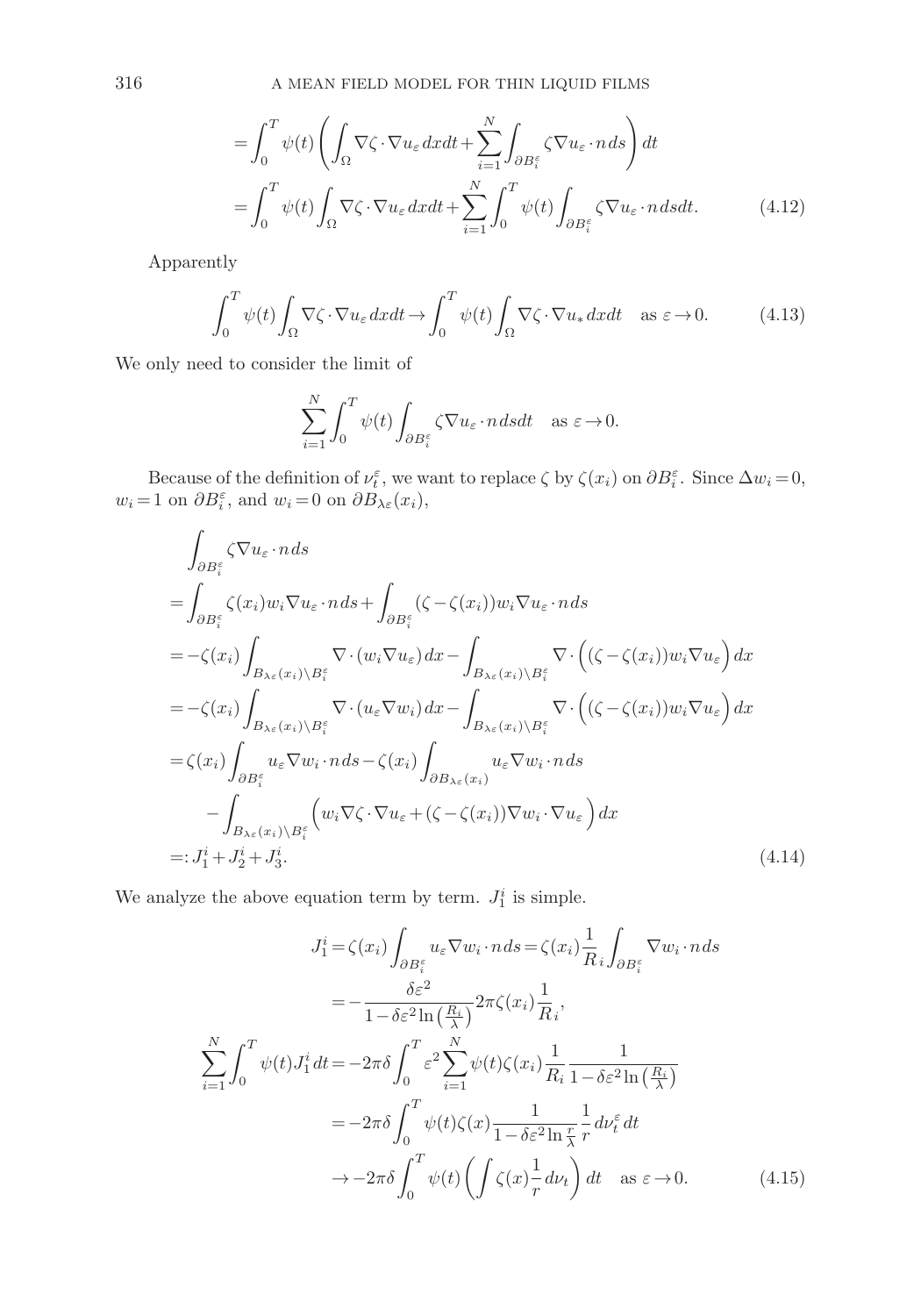$$
\begin{aligned}
&= \int_0^T \psi(t) \left( \int_\Omega \nabla\zeta \cdot \nabla u_\varepsilon \, dx dt + \sum_{i=1}^N \int_{\partial B_i^\varepsilon} \zeta \nabla u_\varepsilon \cdot n \, ds \right) dt \\
&= \int_0^T \psi(t) \int_\Omega \nabla\zeta \cdot \nabla u_\varepsilon \, dx dt + \sum_{i=1}^N \int_0^T \psi(t) \int_{\partial B_i^\varepsilon} \zeta \nabla u_\varepsilon \cdot n \, ds dt. \qquad (4.12)
\end{aligned}
$$

Apparently

$$
\int_0^T \psi(t) \int_\Omega \nabla\zeta \cdot \nabla u_\varepsilon \, dx dt \to \int_0^T \psi(t) \int_\Omega \nabla\zeta \cdot \nabla u_* \, dx dt \quad \text{as } \varepsilon \to 0. \qquad (4.13)
$$

We only need to consider the limit of

$$
\sum_{i=1}^N \int_0^T \psi(t) \int_{\partial B_i^\varepsilon} \zeta \nabla u_\varepsilon \cdot n \, ds dt \quad \text{as } \varepsilon \to 0.
$$

Because of the definition of $\nu_t^\varepsilon$, we want to replace $\zeta$ by $\zeta(x_i)$ on $\partial B_i^\varepsilon$. Since $\Delta w_i = 0$, $w_i = 1$ on $\partial B_i^\varepsilon$, and $w_i = 0$ on $\partial B_{\lambda\varepsilon}(x_i)$,

$$
\begin{aligned}
&\int_{\partial B_i^\varepsilon} \zeta \nabla u_\varepsilon \cdot n \, ds \\
&= \int_{\partial B_i^\varepsilon} \zeta(x_i) w_i \nabla u_\varepsilon \cdot n \, ds + \int_{\partial B_i^\varepsilon} (\zeta - \zeta(x_i)) w_i \nabla u_\varepsilon \cdot n \, ds \\
&= -\zeta(x_i) \int_{B_{\lambda\varepsilon}(x_i) \setminus B_i^\varepsilon} \nabla \cdot (w_i \nabla u_\varepsilon) \, dx - \int_{B_{\lambda\varepsilon}(x_i) \setminus B_i^\varepsilon} \nabla \cdot \Big( (\zeta - \zeta(x_i)) w_i \nabla u_\varepsilon \Big) dx \\
&= -\zeta(x_i) \int_{B_{\lambda\varepsilon}(x_i) \setminus B_i^\varepsilon} \nabla \cdot (u_\varepsilon \nabla w_i) \, dx - \int_{B_{\lambda\varepsilon}(x_i) \setminus B_i^\varepsilon} \nabla \cdot \Big( (\zeta - \zeta(x_i)) w_i \nabla u_\varepsilon \Big) dx \\
&= \zeta(x_i) \int_{\partial B_i^\varepsilon} u_\varepsilon \nabla w_i \cdot n \, ds - \zeta(x_i) \int_{\partial B_{\lambda\varepsilon}(x_i)} u_\varepsilon \nabla w_i \cdot n \, ds \\
&\quad - \int_{B_{\lambda\varepsilon}(x_i) \setminus B_i^\varepsilon} \Big( w_i \nabla\zeta \cdot \nabla u_\varepsilon + (\zeta - \zeta(x_i)) \nabla w_i \cdot \nabla u_\varepsilon \Big) dx \\
&=: J_1^i + J_2^i + J_3^i. \qquad (4.14)
\end{aligned}
$$

We analyze the above equation term by term. $J_1^i$ is simple.

$$
\begin{aligned}
J_1^i &= \zeta(x_i) \int_{\partial B_i^\varepsilon} u_\varepsilon \nabla w_i \cdot n \, ds = \zeta(x_i) \frac{1}{R_i} \int_{\partial B_i^\varepsilon} \nabla w_i \cdot n \, ds \\
&= -\frac{\delta\varepsilon^2}{1 - \delta\varepsilon^2 \ln\left(\frac{R_i}{\lambda}\right)} 2\pi \zeta(x_i) \frac{1}{R_i}, \\
\sum_{i=1}^N \int_0^T \psi(t) J_1^i \, dt &= -2\pi\delta \int_0^T \varepsilon^2 \sum_{i=1}^N \psi(t) \zeta(x_i) \frac{1}{R_i} \frac{1}{1 - \delta\varepsilon^2 \ln\left(\frac{R_i}{\lambda}\right)} \\
&= -2\pi\delta \int_0^T \psi(t) \zeta(x) \frac{1}{1 - \delta\varepsilon^2 \ln\frac{r}{\lambda}} \frac{1}{r} \, d\nu_t^\varepsilon \, dt \\
&\to -2\pi\delta \int_0^T \psi(t) \left( \int \zeta(x) \frac{1}{r} \, d\nu_t \right) dt \quad \text{as } \varepsilon \to 0. \qquad (4.15)
\end{aligned}
$$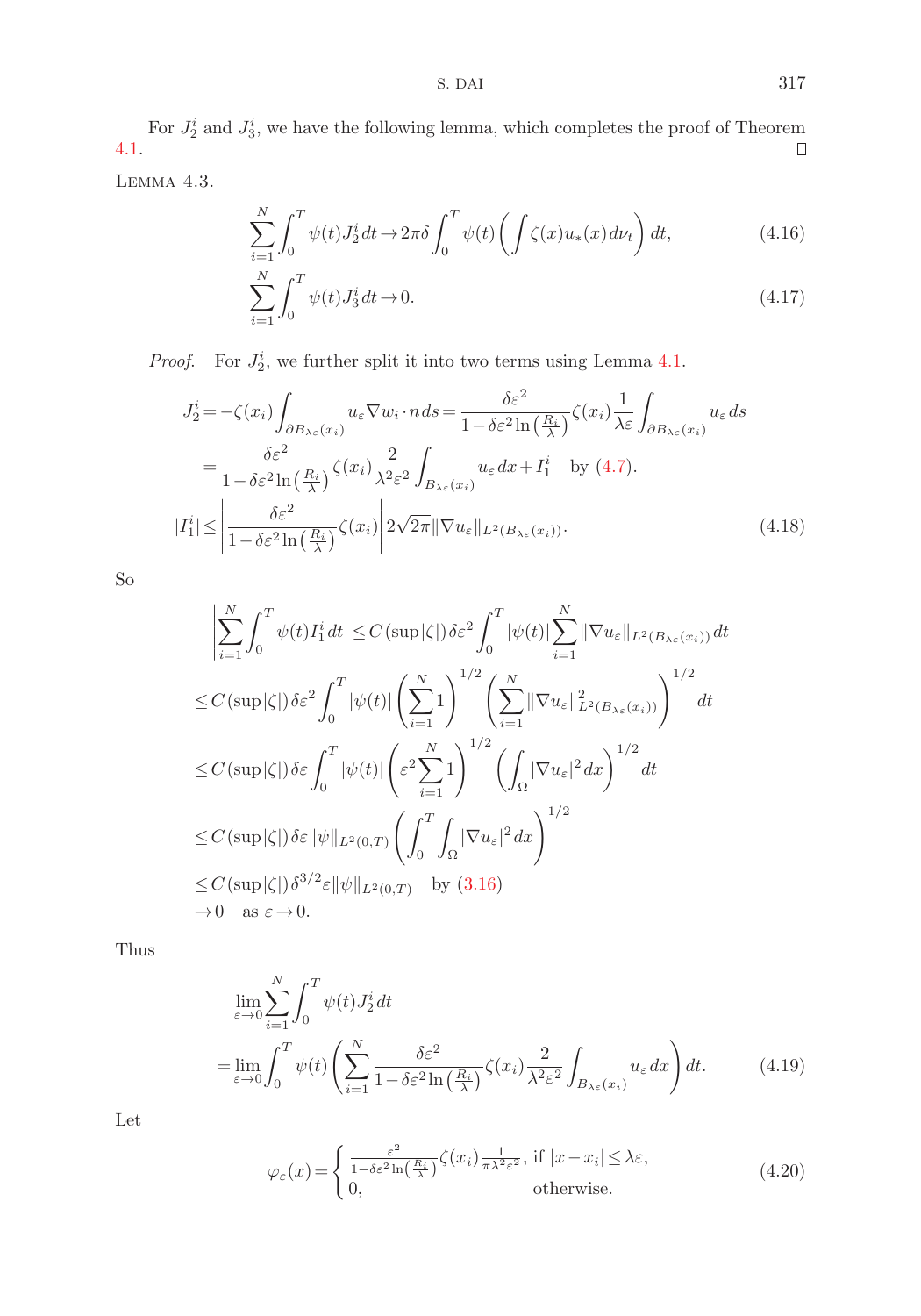For $J_2^i$ and $J_3^i$, we have the following lemma, which completes the proof of Theorem 4.1. ☐

LEMMA 4.3.

$$\sum_{i=1}^{N}\int_0^T \psi(t) J_2^i\,dt \to 2\pi\delta\int_0^T \psi(t)\left(\int \zeta(x)u_*(x)\,d\nu_t\right)dt, \tag{4.16}$$

$$\sum_{i=1}^{N}\int_0^T \psi(t) J_3^i\,dt \to 0. \tag{4.17}$$

*Proof.* For $J_2^i$, we further split it into two terms using Lemma 4.1.

$$J_2^i = -\zeta(x_i)\int_{\partial B_{\lambda\varepsilon}(x_i)} u_\varepsilon \nabla w_i\cdot n\,ds = \frac{\delta\varepsilon^2}{1-\delta\varepsilon^2\ln\left(\frac{R_i}{\lambda}\right)}\zeta(x_i)\frac{1}{\lambda\varepsilon}\int_{\partial B_{\lambda\varepsilon}(x_i)} u_\varepsilon\,ds$$

$$= \frac{\delta\varepsilon^2}{1-\delta\varepsilon^2\ln\left(\frac{R_i}{\lambda}\right)}\zeta(x_i)\frac{2}{\lambda^2\varepsilon^2}\int_{B_{\lambda\varepsilon}(x_i)} u_\varepsilon\,dx + I_1^i \quad \text{by (4.7)}.$$

$$|I_1^i| \le \left|\frac{\delta\varepsilon^2}{1-\delta\varepsilon^2\ln\left(\frac{R_i}{\lambda}\right)}\zeta(x_i)\right| 2\sqrt{2\pi}\|\nabla u_\varepsilon\|_{L^2(B_{\lambda\varepsilon}(x_i))}. \tag{4.18}$$

So

$$\left|\sum_{i=1}^{N}\int_0^T \psi(t) I_1^i\,dt\right| \le C(\sup|\zeta|)\,\delta\varepsilon^2\int_0^T |\psi(t)|\sum_{i=1}^{N}\|\nabla u_\varepsilon\|_{L^2(B_{\lambda\varepsilon}(x_i))}\,dt$$

$$\le C(\sup|\zeta|)\,\delta\varepsilon^2\int_0^T |\psi(t)|\left(\sum_{i=1}^{N}1\right)^{1/2}\left(\sum_{i=1}^{N}\|\nabla u_\varepsilon\|^2_{L^2(B_{\lambda\varepsilon}(x_i))}\right)^{1/2} dt$$

$$\le C(\sup|\zeta|)\,\delta\varepsilon\int_0^T |\psi(t)|\left(\varepsilon^2\sum_{i=1}^{N}1\right)^{1/2}\left(\int_\Omega |\nabla u_\varepsilon|^2\,dx\right)^{1/2} dt$$

$$\le C(\sup|\zeta|)\,\delta\varepsilon\|\psi\|_{L^2(0,T)}\left(\int_0^T\int_\Omega |\nabla u_\varepsilon|^2\,dx\right)^{1/2}$$

$$\le C(\sup|\zeta|)\,\delta^{3/2}\varepsilon\|\psi\|_{L^2(0,T)} \quad \text{by (3.16)}$$

$$\to 0 \quad \text{as } \varepsilon\to 0.$$

Thus

$$\lim_{\varepsilon\to 0}\sum_{i=1}^{N}\int_0^T \psi(t) J_2^i\,dt$$

$$= \lim_{\varepsilon\to 0}\int_0^T \psi(t)\left(\sum_{i=1}^{N}\frac{\delta\varepsilon^2}{1-\delta\varepsilon^2\ln\left(\frac{R_i}{\lambda}\right)}\zeta(x_i)\frac{2}{\lambda^2\varepsilon^2}\int_{B_{\lambda\varepsilon}(x_i)} u_\varepsilon\,dx\right)dt. \tag{4.19}$$

Let

$$\varphi_\varepsilon(x) = \begin{cases} \frac{\varepsilon^2}{1-\delta\varepsilon^2\ln\left(\frac{R_i}{\lambda}\right)}\zeta(x_i)\frac{1}{\pi\lambda^2\varepsilon^2}, & \text{if } |x-x_i|\le\lambda\varepsilon,\\ 0, & \text{otherwise.}\end{cases} \tag{4.20}$$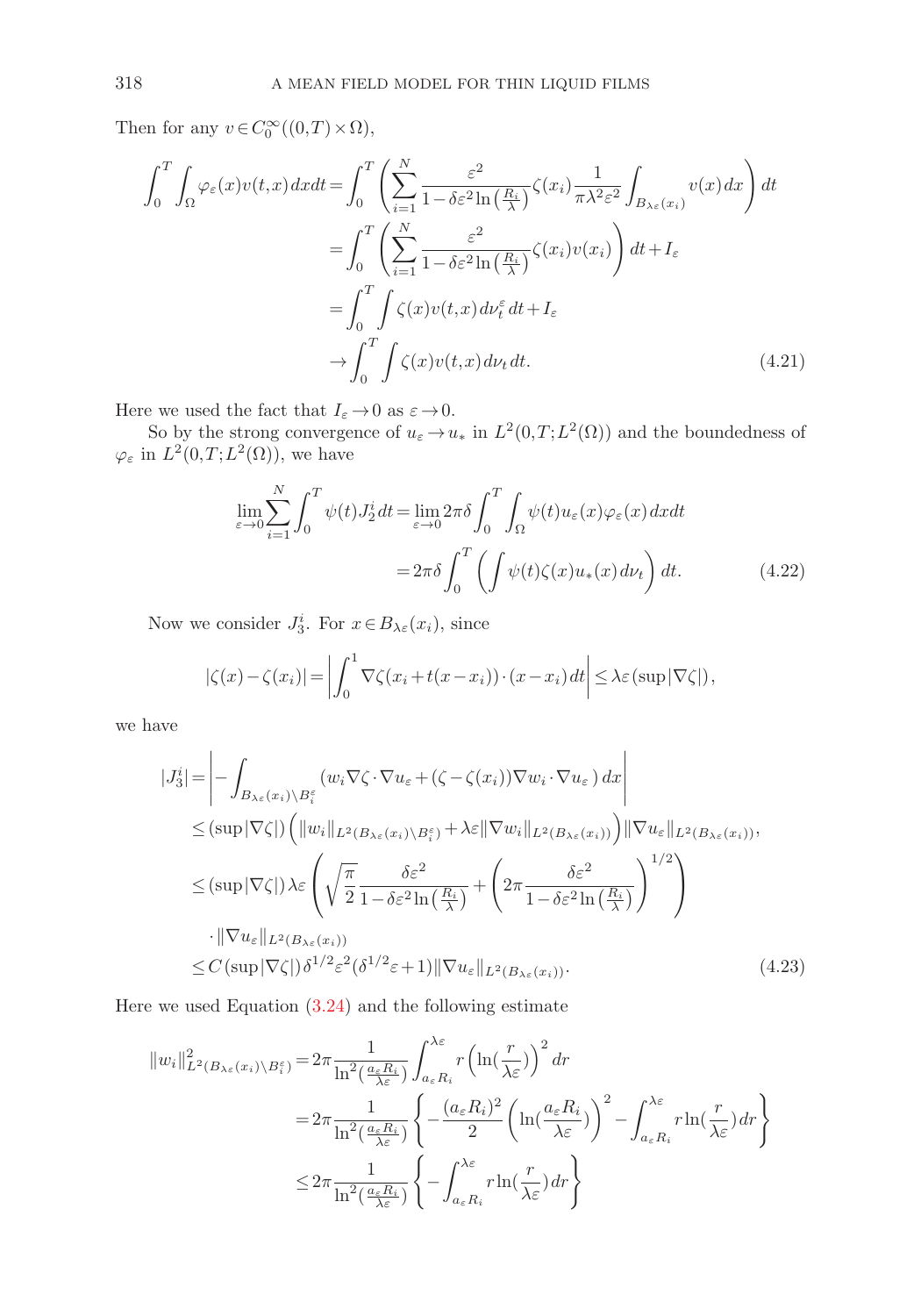Then for any $v \in C_0^\infty((0,T)\times\Omega)$,

$$
\begin{aligned}
\int_0^T \int_\Omega \varphi_\varepsilon(x) v(t,x)\,dx dt &= \int_0^T \left( \sum_{i=1}^N \frac{\varepsilon^2}{1-\delta\varepsilon^2 \ln\left(\frac{R_i}{\lambda}\right)} \zeta(x_i) \frac{1}{\pi\lambda^2\varepsilon^2} \int_{B_{\lambda\varepsilon}(x_i)} v(x)\,dx \right) dt \\
&= \int_0^T \left( \sum_{i=1}^N \frac{\varepsilon^2}{1-\delta\varepsilon^2 \ln\left(\frac{R_i}{\lambda}\right)} \zeta(x_i) v(x_i) \right) dt + I_\varepsilon \\
&= \int_0^T \int \zeta(x) v(t,x)\,d\nu_t^\varepsilon\,dt + I_\varepsilon \\
&\to \int_0^T \int \zeta(x) v(t,x)\,d\nu_t\,dt. \qquad (4.21)
\end{aligned}
$$

Here we used the fact that $I_\varepsilon \to 0$ as $\varepsilon \to 0$.

So by the strong convergence of $u_\varepsilon \to u_*$ in $L^2(0,T;L^2(\Omega))$ and the boundedness of $\varphi_\varepsilon$ in $L^2(0,T;L^2(\Omega))$, we have

$$
\begin{aligned}
\lim_{\varepsilon\to 0} \sum_{i=1}^N \int_0^T \psi(t) J_2^i\,dt &= \lim_{\varepsilon\to 0} 2\pi\delta \int_0^T \int_\Omega \psi(t) u_\varepsilon(x) \varphi_\varepsilon(x)\,dx dt \\
&= 2\pi\delta \int_0^T \left( \int \psi(t)\zeta(x) u_*(x)\,d\nu_t \right) dt. \qquad (4.22)
\end{aligned}
$$

Now we consider $J_3^i$. For $x \in B_{\lambda\varepsilon}(x_i)$, since

$$
|\zeta(x)-\zeta(x_i)| = \left| \int_0^1 \nabla\zeta(x_i + t(x-x_i))\cdot(x-x_i)\,dt \right| \le \lambda\varepsilon(\sup|\nabla\zeta|),
$$

we have

$$
\begin{aligned}
|J_3^i| &= \left| -\int_{B_{\lambda\varepsilon}(x_i)\setminus B_i^\varepsilon} (w_i \nabla\zeta\cdot\nabla u_\varepsilon + (\zeta-\zeta(x_i))\nabla w_i \cdot \nabla u_\varepsilon)\,dx \right| \\
&\le (\sup|\nabla\zeta|)\left( \|w_i\|_{L^2(B_{\lambda\varepsilon}(x_i)\setminus B_i^\varepsilon)} + \lambda\varepsilon \|\nabla w_i\|_{L^2(B_{\lambda\varepsilon}(x_i))} \right) \|\nabla u_\varepsilon\|_{L^2(B_{\lambda\varepsilon}(x_i))}, \\
&\le (\sup|\nabla\zeta|)\lambda\varepsilon \left( \sqrt{\frac{\pi}{2}} \frac{\delta\varepsilon^2}{1-\delta\varepsilon^2\ln\left(\frac{R_i}{\lambda}\right)} + \left( 2\pi \frac{\delta\varepsilon^2}{1-\delta\varepsilon^2\ln\left(\frac{R_i}{\lambda}\right)} \right)^{1/2} \right) \\
&\quad \cdot \|\nabla u_\varepsilon\|_{L^2(B_{\lambda\varepsilon}(x_i))} \\
&\le C(\sup|\nabla\zeta|)\delta^{1/2}\varepsilon^2(\delta^{1/2}\varepsilon + 1)\|\nabla u_\varepsilon\|_{L^2(B_{\lambda\varepsilon}(x_i))}. \qquad (4.23)
\end{aligned}
$$

Here we used Equation (3.24) and the following estimate

$$
\begin{aligned}
\|w_i\|^2_{L^2(B_{\lambda\varepsilon}(x_i)\setminus B_i^\varepsilon)} &= 2\pi \frac{1}{\ln^2\left(\frac{a_\varepsilon R_i}{\lambda\varepsilon}\right)} \int_{a_\varepsilon R_i}^{\lambda\varepsilon} r\left(\ln\left(\frac{r}{\lambda\varepsilon}\right)\right)^2 dr \\
&= 2\pi \frac{1}{\ln^2\left(\frac{a_\varepsilon R_i}{\lambda\varepsilon}\right)} \left\{ -\frac{(a_\varepsilon R_i)^2}{2}\left(\ln\left(\frac{a_\varepsilon R_i}{\lambda\varepsilon}\right)\right)^2 - \int_{a_\varepsilon R_i}^{\lambda\varepsilon} r\ln\left(\frac{r}{\lambda\varepsilon}\right) dr \right\} \\
&\le 2\pi \frac{1}{\ln^2\left(\frac{a_\varepsilon R_i}{\lambda\varepsilon}\right)} \left\{ -\int_{a_\varepsilon R_i}^{\lambda\varepsilon} r\ln\left(\frac{r}{\lambda\varepsilon}\right) dr \right\}
\end{aligned}
$$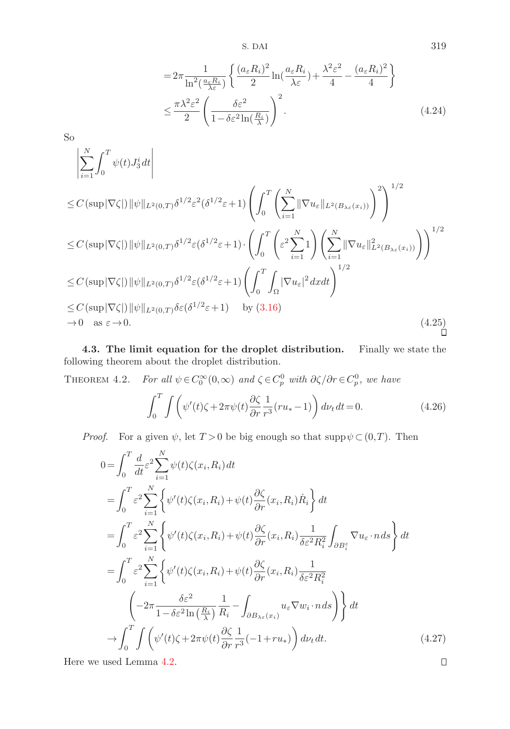$$
\begin{aligned}
&= 2\pi \frac{1}{\ln^2(\frac{a_\varepsilon R_i}{\lambda\varepsilon})} \left\{ \frac{(a_\varepsilon R_i)^2}{2} \ln(\frac{a_\varepsilon R_i}{\lambda\varepsilon}) + \frac{\lambda^2\varepsilon^2}{4} - \frac{(a_\varepsilon R_i)^2}{4} \right\} \\
&\leq \frac{\pi\lambda^2\varepsilon^2}{2} \left( \frac{\delta\varepsilon^2}{1-\delta\varepsilon^2\ln(\frac{R_i}{\lambda})} \right)^2.
\end{aligned}
\tag{4.24}
$$

So

$$
\begin{aligned}
&\left| \sum_{i=1}^N \int_0^T \psi(t) J_3^i \, dt \right| \\
&\leq C(\sup|\nabla\zeta|) \|\psi\|_{L^2(0,T)} \delta^{1/2}\varepsilon^2(\delta^{1/2}\varepsilon+1) \left( \int_0^T \left( \sum_{i=1}^N \|\nabla u_\varepsilon\|_{L^2(B_{\lambda\varepsilon}(x_i))} \right)^2 \right)^{1/2} \\
&\leq C(\sup|\nabla\zeta|) \|\psi\|_{L^2(0,T)} \delta^{1/2}\varepsilon(\delta^{1/2}\varepsilon+1) \cdot \left( \int_0^T \left( \varepsilon^2 \sum_{i=1}^N 1 \right) \left( \sum_{i=1}^N \|\nabla u_\varepsilon\|^2_{L^2(B_{\lambda\varepsilon}(x_i))} \right) \right)^{1/2} \\
&\leq C(\sup|\nabla\zeta|) \|\psi\|_{L^2(0,T)} \delta^{1/2}\varepsilon(\delta^{1/2}\varepsilon+1) \left( \int_0^T \int_\Omega |\nabla u_\varepsilon|^2 \, dx dt \right)^{1/2} \\
&\leq C(\sup|\nabla\zeta|) \|\psi\|_{L^2(0,T)} \delta\varepsilon(\delta^{1/2}\varepsilon+1) \quad \text{by (3.16)} \\
&\to 0 \quad \text{as } \varepsilon \to 0.
\end{aligned}
\tag{4.25}
$$

□

**4.3. The limit equation for the droplet distribution.** Finally we state the following theorem about the droplet distribution.

THEOREM 4.2. *For all $\psi \in C_0^\infty(0,\infty)$ and $\zeta \in C_p^0$ with $\partial\zeta/\partial r \in C_p^0$, we have*

$$
\int_0^T \int \left( \psi'(t)\zeta + 2\pi\psi(t) \frac{\partial\zeta}{\partial r} \frac{1}{r^3}(ru_* - 1) \right) d\nu_t \, dt = 0.
\tag{4.26}
$$

*Proof.* For a given $\psi$, let $T>0$ be big enough so that $\operatorname{supp}\psi \subset (0,T)$. Then

$$
\begin{aligned}
0 &= \int_0^T \frac{d}{dt} \varepsilon^2 \sum_{i=1}^N \psi(t)\zeta(x_i,R_i) \, dt \\
&= \int_0^T \varepsilon^2 \sum_{i=1}^N \left\{ \psi'(t)\zeta(x_i,R_i) + \psi(t) \frac{\partial\zeta}{\partial r}(x_i,R_i)\dot{R}_i \right\} dt \\
&= \int_0^T \varepsilon^2 \sum_{i=1}^N \left\{ \psi'(t)\zeta(x_i,R_i) + \psi(t) \frac{\partial\zeta}{\partial r}(x_i,R_i) \frac{1}{\delta\varepsilon^2 R_i^2} \int_{\partial B_i^\varepsilon} \nabla u_\varepsilon \cdot n \, ds \right\} dt \\
&= \int_0^T \varepsilon^2 \sum_{i=1}^N \left\{ \psi'(t)\zeta(x_i,R_i) + \psi(t) \frac{\partial\zeta}{\partial r}(x_i,R_i) \frac{1}{\delta\varepsilon^2 R_i^2} \right. \\
&\qquad \left. \left( -2\pi \frac{\delta\varepsilon^2}{1-\delta\varepsilon^2\ln\left(\frac{R_i}{\lambda}\right)} \frac{1}{R_i} - \int_{\partial B_{\lambda\varepsilon}(x_i)} u_\varepsilon \nabla w_i \cdot n \, ds \right) \right\} dt \\
&\to \int_0^T \int \left( \psi'(t)\zeta + 2\pi\psi(t) \frac{\partial\zeta}{\partial r} \frac{1}{r^3}(-1+ru_*) \right) d\nu_t \, dt.
\end{aligned}
\tag{4.27}
$$

Here we used Lemma 4.2. □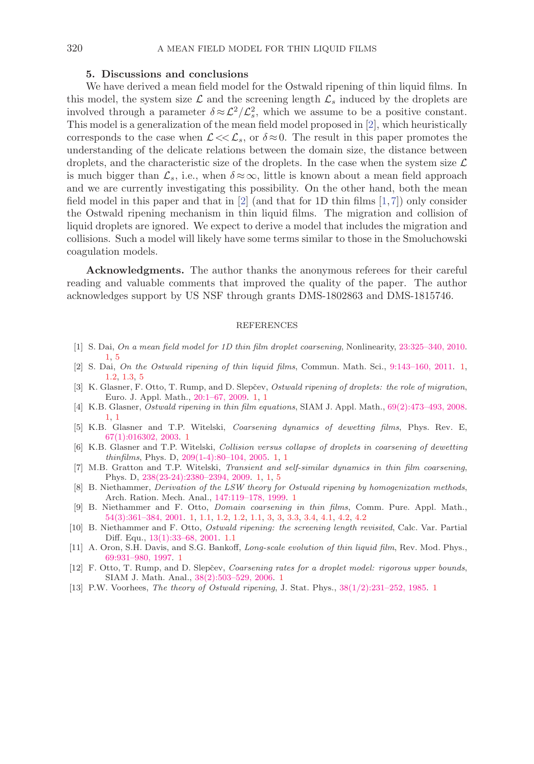### 5. Discussions and conclusions

We have derived a mean field model for the Ostwald ripening of thin liquid films. In this model, the system size $\mathcal{L}$ and the screening length $\mathcal{L}_s$ induced by the droplets are involved through a parameter $\delta \approx \mathcal{L}^2/\mathcal{L}_s^2$, which we assume to be a positive constant. This model is a generalization of the mean field model proposed in [2], which heuristically corresponds to the case when $\mathcal{L} << \mathcal{L}_s$, or $\delta \approx 0$. The result in this paper promotes the understanding of the delicate relations between the domain size, the distance between droplets, and the characteristic size of the droplets. In the case when the system size $\mathcal{L}$ is much bigger than $\mathcal{L}_s$, i.e., when $\delta \approx \infty$, little is known about a mean field approach and we are currently investigating this possibility. On the other hand, both the mean field model in this paper and that in [2] (and that for 1D thin films [1,7]) only consider the Ostwald ripening mechanism in thin liquid films. The migration and collision of liquid droplets are ignored. We expect to derive a model that includes the migration and collisions. Such a model will likely have some terms similar to those in the Smoluchowski coagulation models.

**Acknowledgments.** The author thanks the anonymous referees for their careful reading and valuable comments that improved the quality of the paper. The author acknowledges support by US NSF through grants DMS-1802863 and DMS-1815746.

## REFERENCES

[1] S. Dai, *On a mean field model for 1D thin film droplet coarsening*, Nonlinearity, 23:325–340, 2010. 1, 5

[2] S. Dai, *On the Ostwald ripening of thin liquid films*, Commun. Math. Sci., 9:143–160, 2011. 1, 1.2, 1.3, 5

[3] K. Glasner, F. Otto, T. Rump, and D. Slepčev, *Ostwald ripening of droplets: the role of migration*, Euro. J. Appl. Math., 20:1–67, 2009. 1, 1

[4] K.B. Glasner, *Ostwald ripening in thin film equations*, SIAM J. Appl. Math., 69(2):473–493, 2008. 1, 1

[5] K.B. Glasner and T.P. Witelski, *Coarsening dynamics of dewetting films*, Phys. Rev. E, 67(1):016302, 2003. 1

[6] K.B. Glasner and T.P. Witelski, *Collision versus collapse of droplets in coarsening of dewetting thinfilms*, Phys. D, 209(1-4):80–104, 2005. 1, 1

[7] M.B. Gratton and T.P. Witelski, *Transient and self-similar dynamics in thin film coarsening*, Phys. D, 238(23-24):2380–2394, 2009. 1, 1, 5

[8] B. Niethammer, *Derivation of the LSW theory for Ostwald ripening by homogenization methods*, Arch. Ration. Mech. Anal., 147:119–178, 1999. 1

[9] B. Niethammer and F. Otto, *Domain coarsening in thin films*, Comm. Pure. Appl. Math., 54(3):361–384, 2001. 1, 1.1, 1.2, 1.2, 1.1, 3, 3, 3.3, 3.4, 4.1, 4.2, 4.2

[10] B. Niethammer and F. Otto, *Ostwald ripening: the screening length revisited*, Calc. Var. Partial Diff. Equ., 13(1):33–68, 2001. 1.1

[11] A. Oron, S.H. Davis, and S.G. Bankoff, *Long-scale evolution of thin liquid film*, Rev. Mod. Phys., 69:931–980, 1997. 1

[12] F. Otto, T. Rump, and D. Slepčev, *Coarsening rates for a droplet model: rigorous upper bounds*, SIAM J. Math. Anal., 38(2):503–529, 2006. 1

[13] P.W. Voorhees, *The theory of Ostwald ripening*, J. Stat. Phys., 38(1/2):231–252, 1985. 1